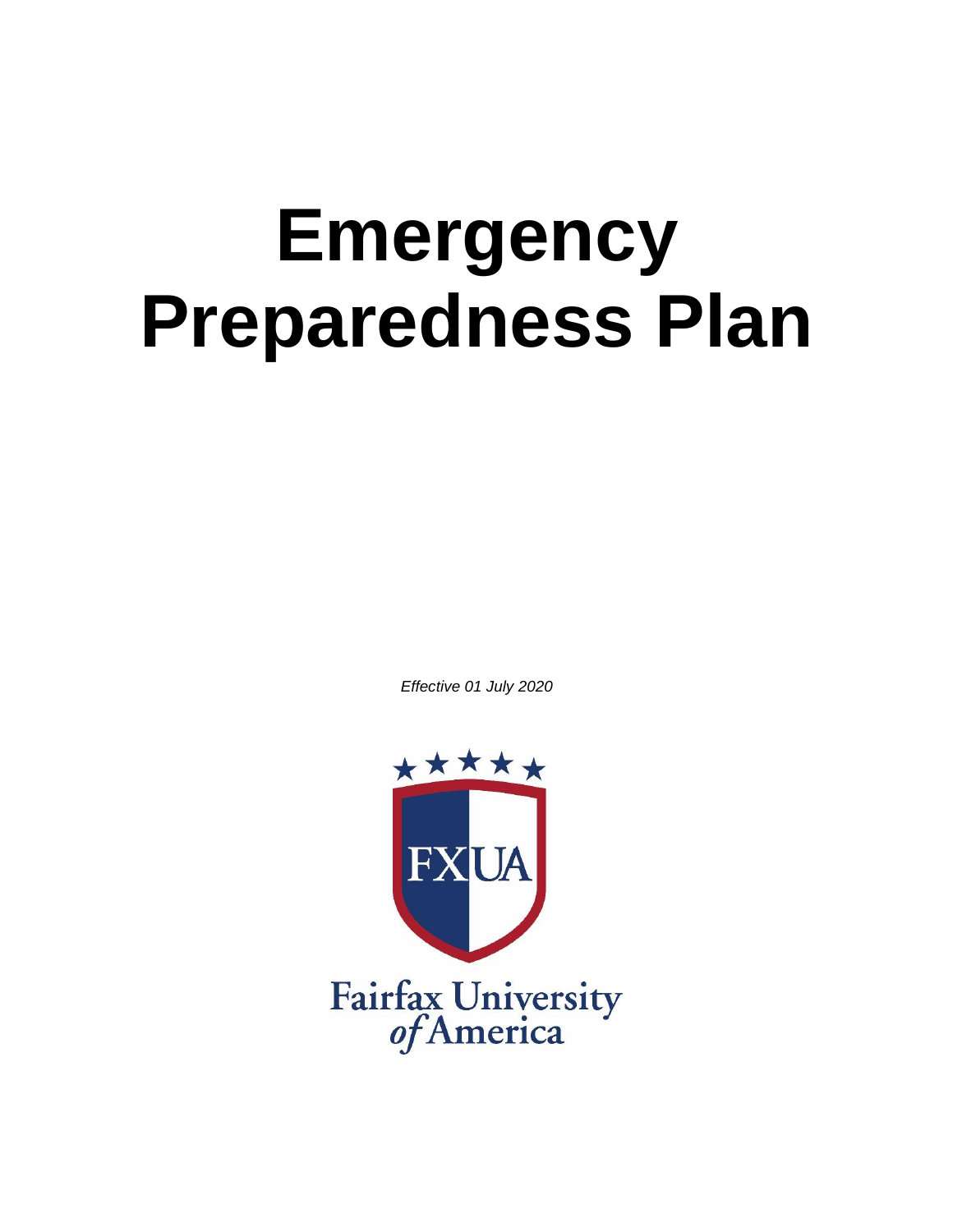# Emergency Preparedness Plan

*Effective 01 July 2020*

FXUA

Fairfax University of America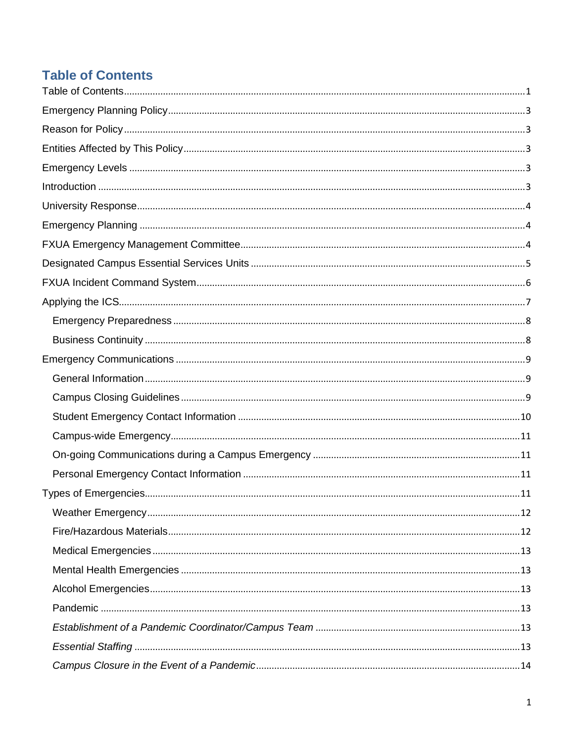# Table of Contents

Table of Contents ........................................ 1

Emergency Planning Policy ........................................ 3

Reason for Policy ........................................ 3

Entities Affected by This Policy ........................................ 3

Emergency Levels ........................................ 3

Introduction ........................................ 3

University Response ........................................ 4

Emergency Planning ........................................ 4

FXUA Emergency Management Committee ........................................ 4

Designated Campus Essential Services Units ........................................ 5

FXUA Incident Command System ........................................ 6

Applying the ICS ........................................ 7

- Emergency Preparedness ........................................ 8
- Business Continuity ........................................ 8

Emergency Communications ........................................ 9

- General Information ........................................ 9
- Campus Closing Guidelines ........................................ 9
- Student Emergency Contact Information ........................................ 10
- Campus-wide Emergency ........................................ 11
- On-going Communications during a Campus Emergency ........................................ 11
- Personal Emergency Contact Information ........................................ 11

Types of Emergencies ........................................ 11

- Weather Emergency ........................................ 12
- Fire/Hazardous Materials ........................................ 12
- Medical Emergencies ........................................ 13
- Mental Health Emergencies ........................................ 13
- Alcohol Emergencies ........................................ 13
- Pandemic ........................................ 13
- *Establishment of a Pandemic Coordinator/Campus Team* ........................................ 13
- *Essential Staffing* ........................................ 13
- *Campus Closure in the Event of a Pandemic* ........................................ 14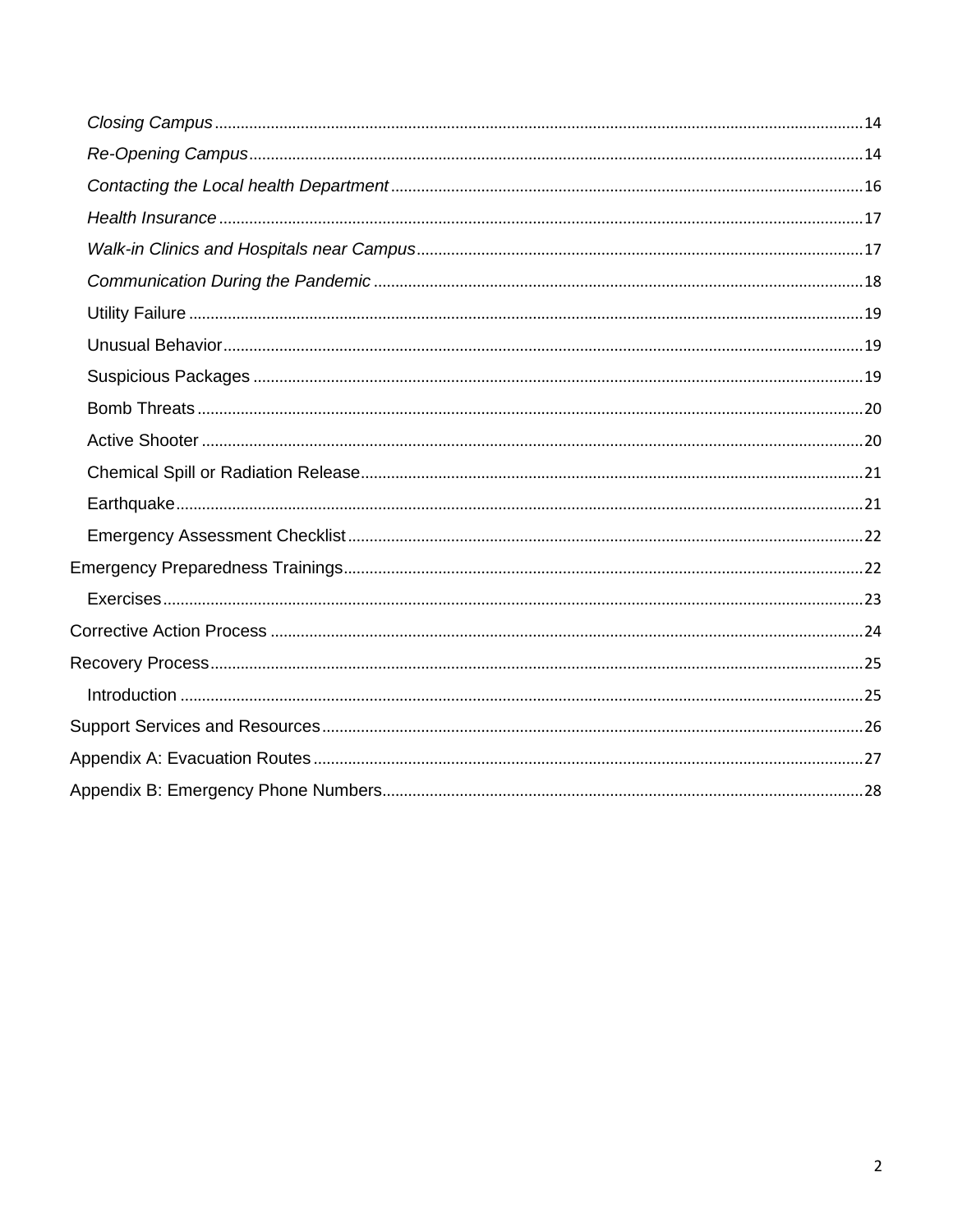*Closing Campus* ..................................................................... 14

*Re-Opening Campus* ..................................................................... 14

*Contacting the Local health Department* ..................................................................... 16

*Health Insurance* ..................................................................... 17

*Walk-in Clinics and Hospitals near Campus* ..................................................................... 17

*Communication During the Pandemic* ..................................................................... 18

Utility Failure ..................................................................... 19

Unusual Behavior ..................................................................... 19

Suspicious Packages ..................................................................... 19

Bomb Threats ..................................................................... 20

Active Shooter ..................................................................... 20

Chemical Spill or Radiation Release ..................................................................... 21

Earthquake ..................................................................... 21

Emergency Assessment Checklist ..................................................................... 22

Emergency Preparedness Trainings ..................................................................... 22

Exercises ..................................................................... 23

Corrective Action Process ..................................................................... 24

Recovery Process ..................................................................... 25

Introduction ..................................................................... 25

Support Services and Resources ..................................................................... 26

Appendix A: Evacuation Routes ..................................................................... 27

Appendix B: Emergency Phone Numbers ..................................................................... 28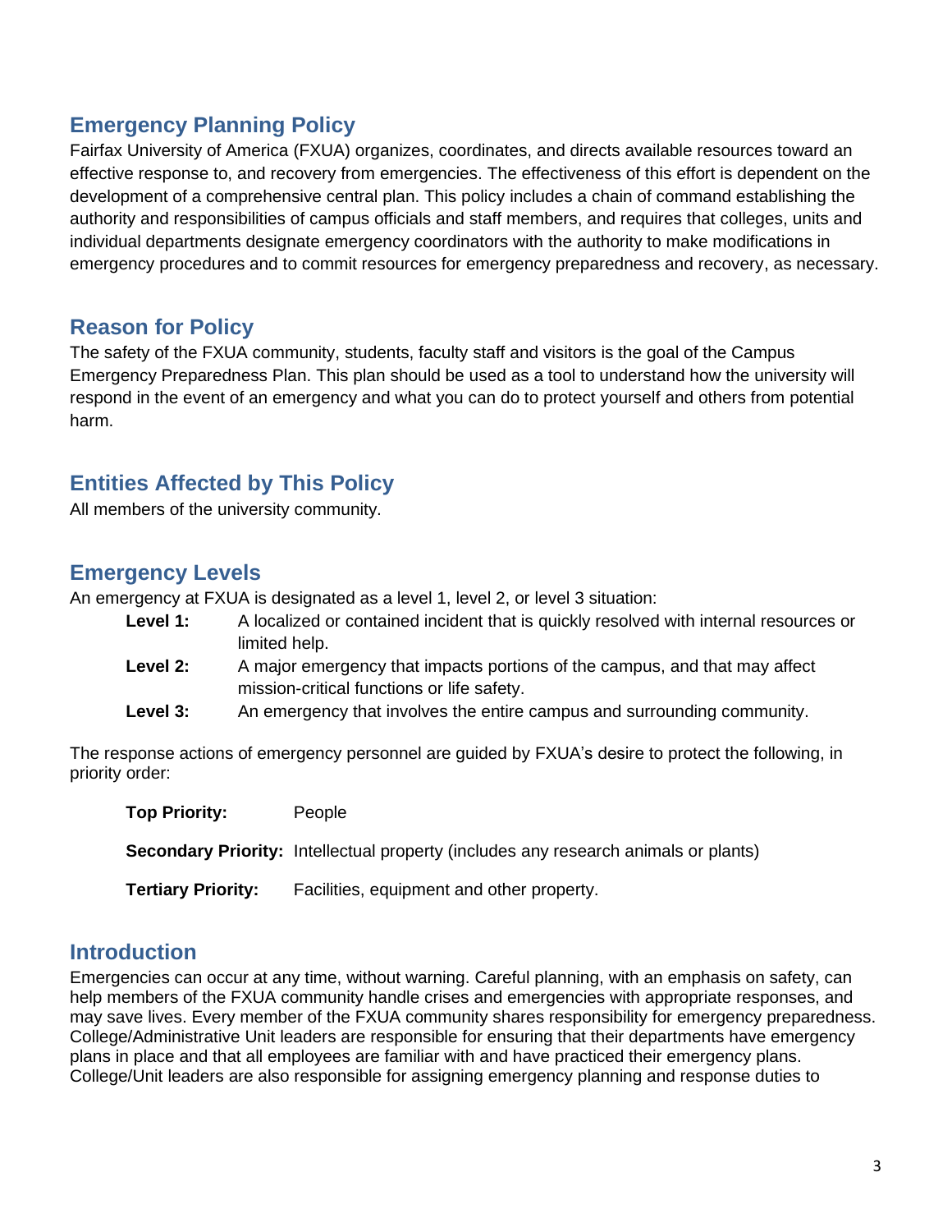## Emergency Planning Policy

Fairfax University of America (FXUA) organizes, coordinates, and directs available resources toward an effective response to, and recovery from emergencies. The effectiveness of this effort is dependent on the development of a comprehensive central plan. This policy includes a chain of command establishing the authority and responsibilities of campus officials and staff members, and requires that colleges, units and individual departments designate emergency coordinators with the authority to make modifications in emergency procedures and to commit resources for emergency preparedness and recovery, as necessary.

## Reason for Policy

The safety of the FXUA community, students, faculty staff and visitors is the goal of the Campus Emergency Preparedness Plan. This plan should be used as a tool to understand how the university will respond in the event of an emergency and what you can do to protect yourself and others from potential harm.

## Entities Affected by This Policy

All members of the university community.

## Emergency Levels

An emergency at FXUA is designated as a level 1, level 2, or level 3 situation:

| | |
|---|---|
| **Level 1:** | A localized or contained incident that is quickly resolved with internal resources or limited help. |
| **Level 2:** | A major emergency that impacts portions of the campus, and that may affect mission-critical functions or life safety. |
| **Level 3:** | An emergency that involves the entire campus and surrounding community. |

The response actions of emergency personnel are guided by FXUA's desire to protect the following, in priority order:

| | |
|---|---|
| **Top Priority:** | People |
| **Secondary Priority:** | Intellectual property (includes any research animals or plants) |
| **Tertiary Priority:** | Facilities, equipment and other property. |

## Introduction

Emergencies can occur at any time, without warning. Careful planning, with an emphasis on safety, can help members of the FXUA community handle crises and emergencies with appropriate responses, and may save lives. Every member of the FXUA community shares responsibility for emergency preparedness. College/Administrative Unit leaders are responsible for ensuring that their departments have emergency plans in place and that all employees are familiar with and have practiced their emergency plans. College/Unit leaders are also responsible for assigning emergency planning and response duties to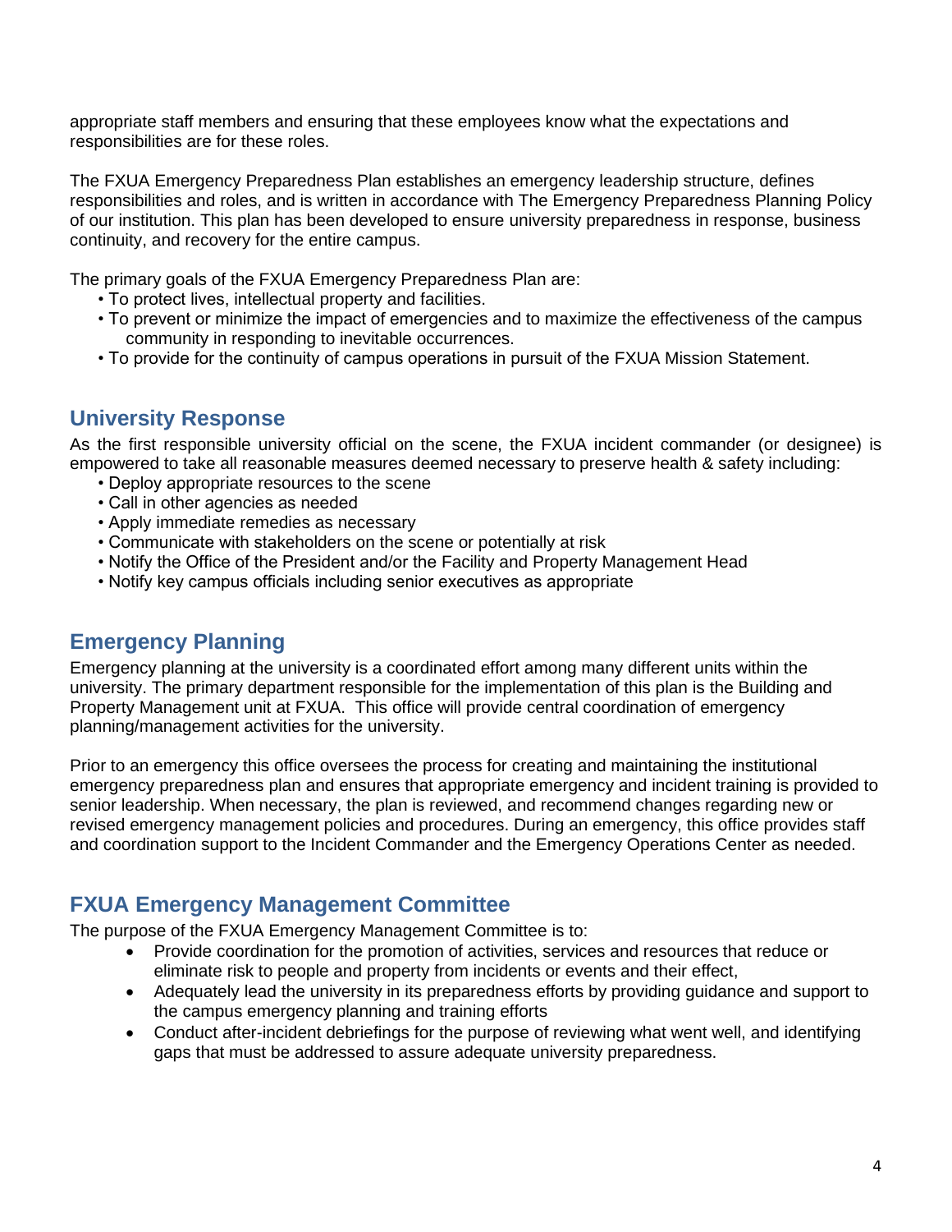appropriate staff members and ensuring that these employees know what the expectations and responsibilities are for these roles.

The FXUA Emergency Preparedness Plan establishes an emergency leadership structure, defines responsibilities and roles, and is written in accordance with The Emergency Preparedness Planning Policy of our institution. This plan has been developed to ensure university preparedness in response, business continuity, and recovery for the entire campus.

The primary goals of the FXUA Emergency Preparedness Plan are:

- To protect lives, intellectual property and facilities.
- To prevent or minimize the impact of emergencies and to maximize the effectiveness of the campus community in responding to inevitable occurrences.
- To provide for the continuity of campus operations in pursuit of the FXUA Mission Statement.

## University Response

As the first responsible university official on the scene, the FXUA incident commander (or designee) is empowered to take all reasonable measures deemed necessary to preserve health & safety including:

- Deploy appropriate resources to the scene
- Call in other agencies as needed
- Apply immediate remedies as necessary
- Communicate with stakeholders on the scene or potentially at risk
- Notify the Office of the President and/or the Facility and Property Management Head
- Notify key campus officials including senior executives as appropriate

## Emergency Planning

Emergency planning at the university is a coordinated effort among many different units within the university. The primary department responsible for the implementation of this plan is the Building and Property Management unit at FXUA. This office will provide central coordination of emergency planning/management activities for the university.

Prior to an emergency this office oversees the process for creating and maintaining the institutional emergency preparedness plan and ensures that appropriate emergency and incident training is provided to senior leadership. When necessary, the plan is reviewed, and recommend changes regarding new or revised emergency management policies and procedures. During an emergency, this office provides staff and coordination support to the Incident Commander and the Emergency Operations Center as needed.

## FXUA Emergency Management Committee

The purpose of the FXUA Emergency Management Committee is to:

- Provide coordination for the promotion of activities, services and resources that reduce or eliminate risk to people and property from incidents or events and their effect,
- Adequately lead the university in its preparedness efforts by providing guidance and support to the campus emergency planning and training efforts
- Conduct after-incident debriefings for the purpose of reviewing what went well, and identifying gaps that must be addressed to assure adequate university preparedness.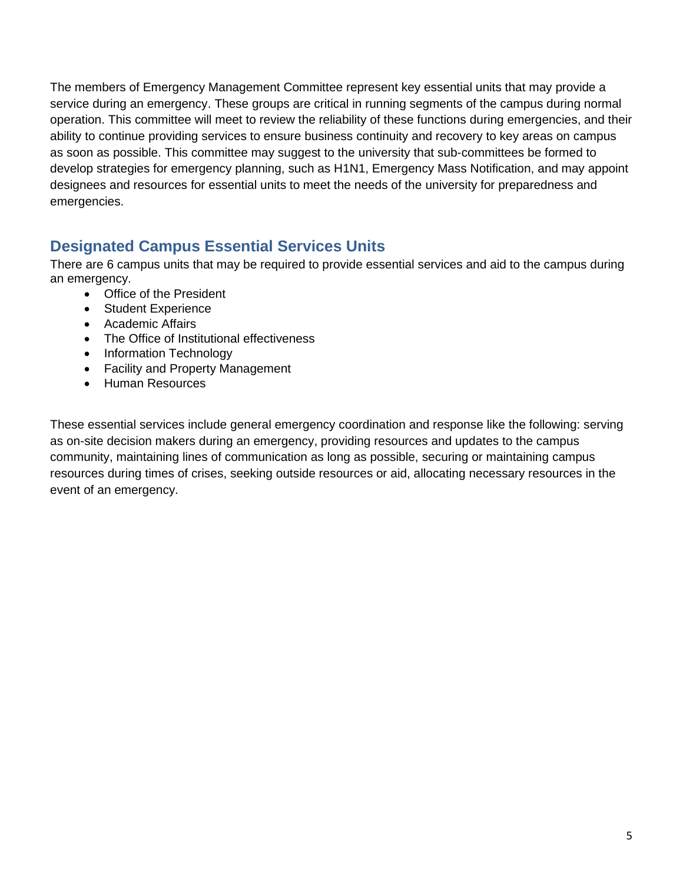The members of Emergency Management Committee represent key essential units that may provide a service during an emergency. These groups are critical in running segments of the campus during normal operation. This committee will meet to review the reliability of these functions during emergencies, and their ability to continue providing services to ensure business continuity and recovery to key areas on campus as soon as possible. This committee may suggest to the university that sub-committees be formed to develop strategies for emergency planning, such as H1N1, Emergency Mass Notification, and may appoint designees and resources for essential units to meet the needs of the university for preparedness and emergencies.

## Designated Campus Essential Services Units

There are 6 campus units that may be required to provide essential services and aid to the campus during an emergency.

- Office of the President
- Student Experience
- Academic Affairs
- The Office of Institutional effectiveness
- Information Technology
- Facility and Property Management
- Human Resources

These essential services include general emergency coordination and response like the following: serving as on-site decision makers during an emergency, providing resources and updates to the campus community, maintaining lines of communication as long as possible, securing or maintaining campus resources during times of crises, seeking outside resources or aid, allocating necessary resources in the event of an emergency.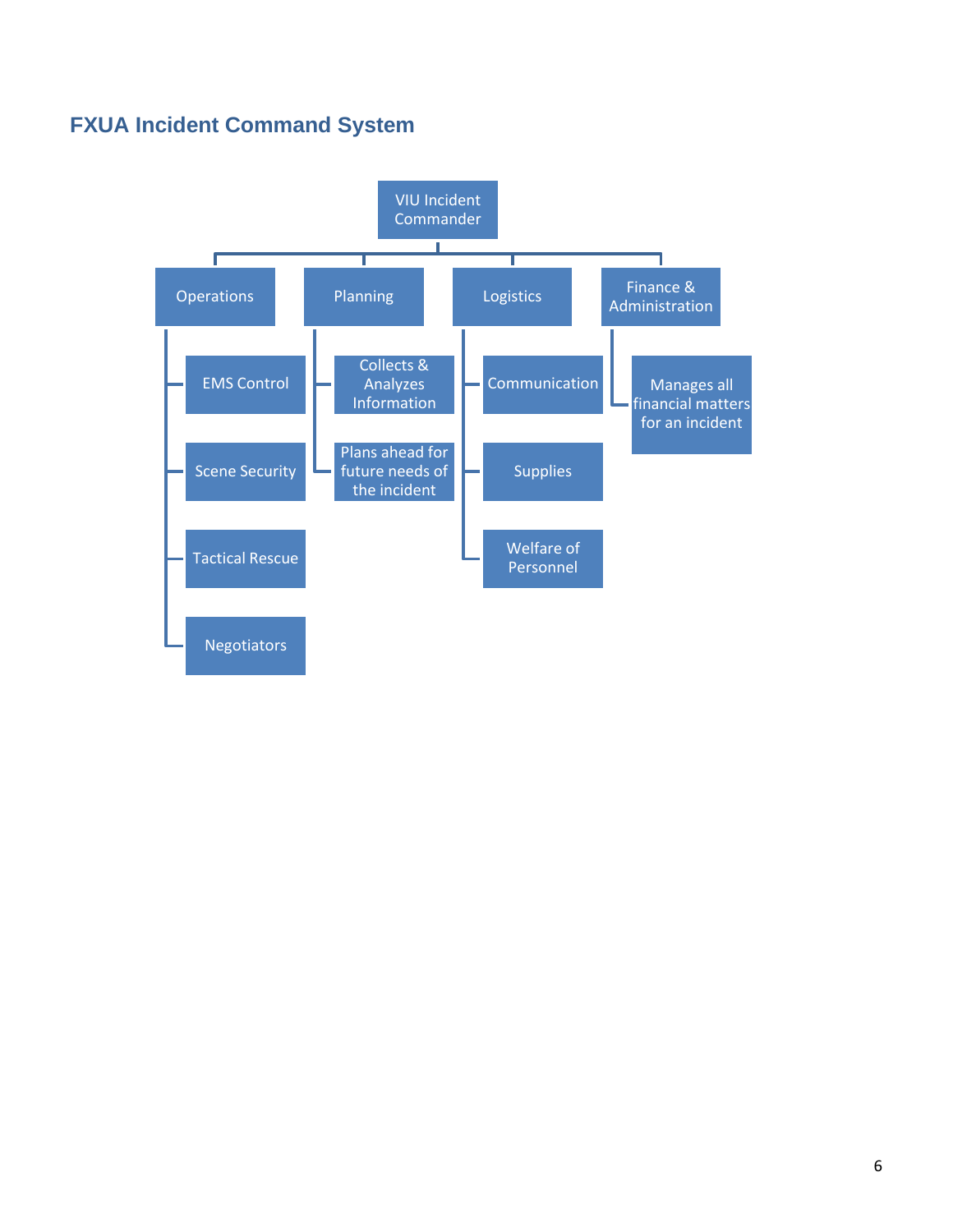## FXUA Incident Command System

VIU Incident Commander

Operations
EMS Control
Scene Security
Tactical Rescue
Negotiators

Planning
Collects & Analyzes Information
Plans ahead for future needs of the incident

Logistics
Communication
Supplies
Welfare of Personnel

Finance & Administration
Manages all financial matters for an incident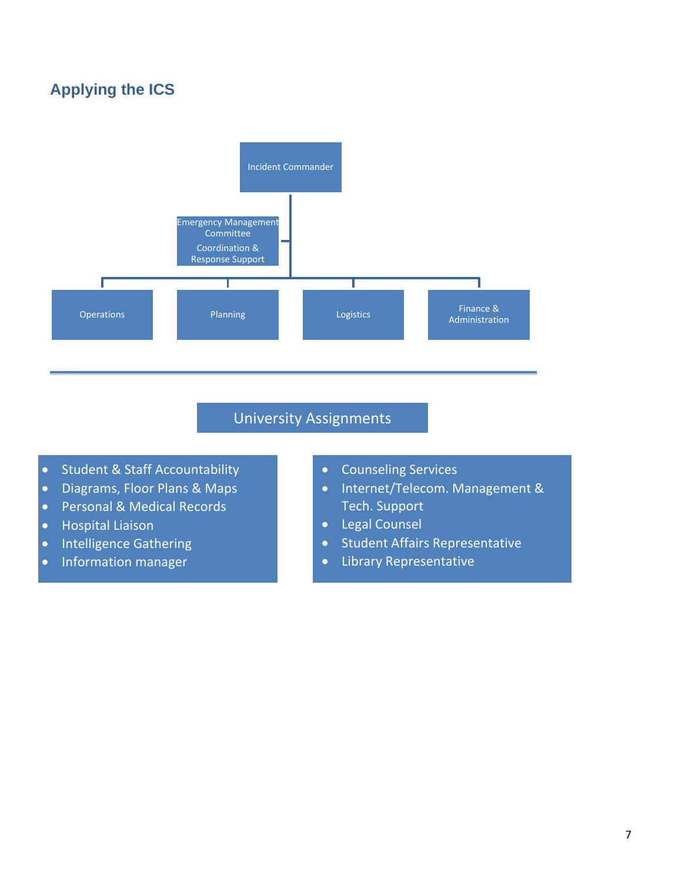## Applying the ICS

Incident Commander

Emergency Management Committee

Coordination & Response Support

Operations

Planning

Logistics

Finance & Administration

---

University Assignments

- Student & Staff Accountability
- Diagrams, Floor Plans & Maps
- Personal & Medical Records
- Hospital Liaison
- Intelligence Gathering
- Information manager

- Counseling Services
- Internet/Telecom. Management & Tech. Support
- Legal Counsel
- Student Affairs Representative
- Library Representative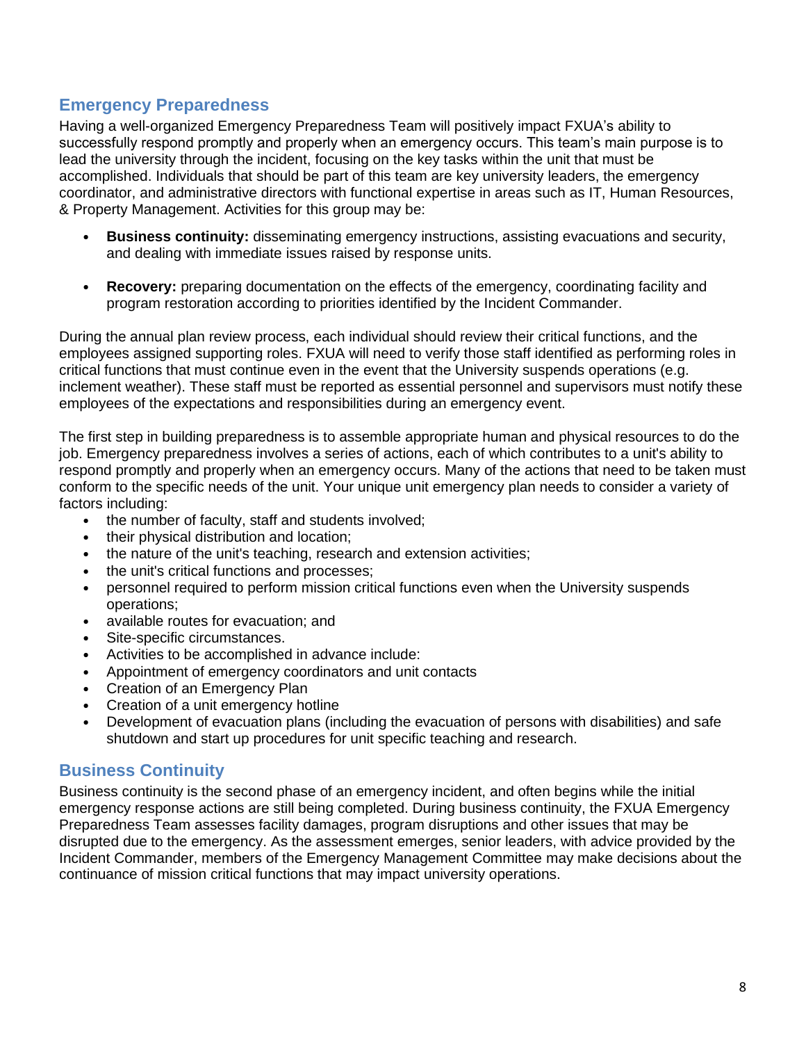## Emergency Preparedness

Having a well-organized Emergency Preparedness Team will positively impact FXUA's ability to successfully respond promptly and properly when an emergency occurs. This team's main purpose is to lead the university through the incident, focusing on the key tasks within the unit that must be accomplished. Individuals that should be part of this team are key university leaders, the emergency coordinator, and administrative directors with functional expertise in areas such as IT, Human Resources, & Property Management. Activities for this group may be:

- **Business continuity:** disseminating emergency instructions, assisting evacuations and security, and dealing with immediate issues raised by response units.
- **Recovery:** preparing documentation on the effects of the emergency, coordinating facility and program restoration according to priorities identified by the Incident Commander.

During the annual plan review process, each individual should review their critical functions, and the employees assigned supporting roles. FXUA will need to verify those staff identified as performing roles in critical functions that must continue even in the event that the University suspends operations (e.g. inclement weather). These staff must be reported as essential personnel and supervisors must notify these employees of the expectations and responsibilities during an emergency event.

The first step in building preparedness is to assemble appropriate human and physical resources to do the job. Emergency preparedness involves a series of actions, each of which contributes to a unit's ability to respond promptly and properly when an emergency occurs. Many of the actions that need to be taken must conform to the specific needs of the unit. Your unique unit emergency plan needs to consider a variety of factors including:

- the number of faculty, staff and students involved;
- their physical distribution and location;
- the nature of the unit's teaching, research and extension activities;
- the unit's critical functions and processes;
- personnel required to perform mission critical functions even when the University suspends operations;
- available routes for evacuation; and
- Site-specific circumstances.
- Activities to be accomplished in advance include:
- Appointment of emergency coordinators and unit contacts
- Creation of an Emergency Plan
- Creation of a unit emergency hotline
- Development of evacuation plans (including the evacuation of persons with disabilities) and safe shutdown and start up procedures for unit specific teaching and research.

## Business Continuity

Business continuity is the second phase of an emergency incident, and often begins while the initial emergency response actions are still being completed. During business continuity, the FXUA Emergency Preparedness Team assesses facility damages, program disruptions and other issues that may be disrupted due to the emergency. As the assessment emerges, senior leaders, with advice provided by the Incident Commander, members of the Emergency Management Committee may make decisions about the continuance of mission critical functions that may impact university operations.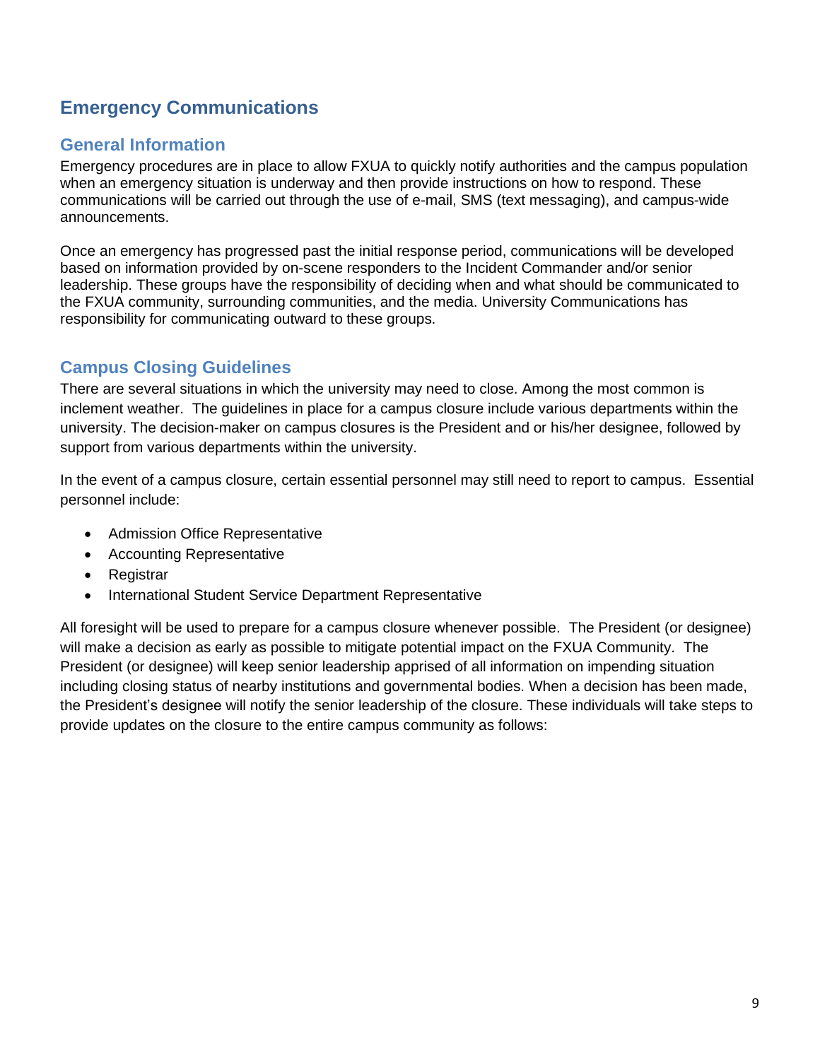## Emergency Communications

### General Information

Emergency procedures are in place to allow FXUA to quickly notify authorities and the campus population when an emergency situation is underway and then provide instructions on how to respond. These communications will be carried out through the use of e-mail, SMS (text messaging), and campus-wide announcements.

Once an emergency has progressed past the initial response period, communications will be developed based on information provided by on-scene responders to the Incident Commander and/or senior leadership. These groups have the responsibility of deciding when and what should be communicated to the FXUA community, surrounding communities, and the media. University Communications has responsibility for communicating outward to these groups.

### Campus Closing Guidelines

There are several situations in which the university may need to close. Among the most common is inclement weather. The guidelines in place for a campus closure include various departments within the university. The decision-maker on campus closures is the President and or his/her designee, followed by support from various departments within the university.

In the event of a campus closure, certain essential personnel may still need to report to campus. Essential personnel include:

- Admission Office Representative
- Accounting Representative
- Registrar
- International Student Service Department Representative

All foresight will be used to prepare for a campus closure whenever possible. The President (or designee) will make a decision as early as possible to mitigate potential impact on the FXUA Community. The President (or designee) will keep senior leadership apprised of all information on impending situation including closing status of nearby institutions and governmental bodies. When a decision has been made, the President's designee will notify the senior leadership of the closure. These individuals will take steps to provide updates on the closure to the entire campus community as follows: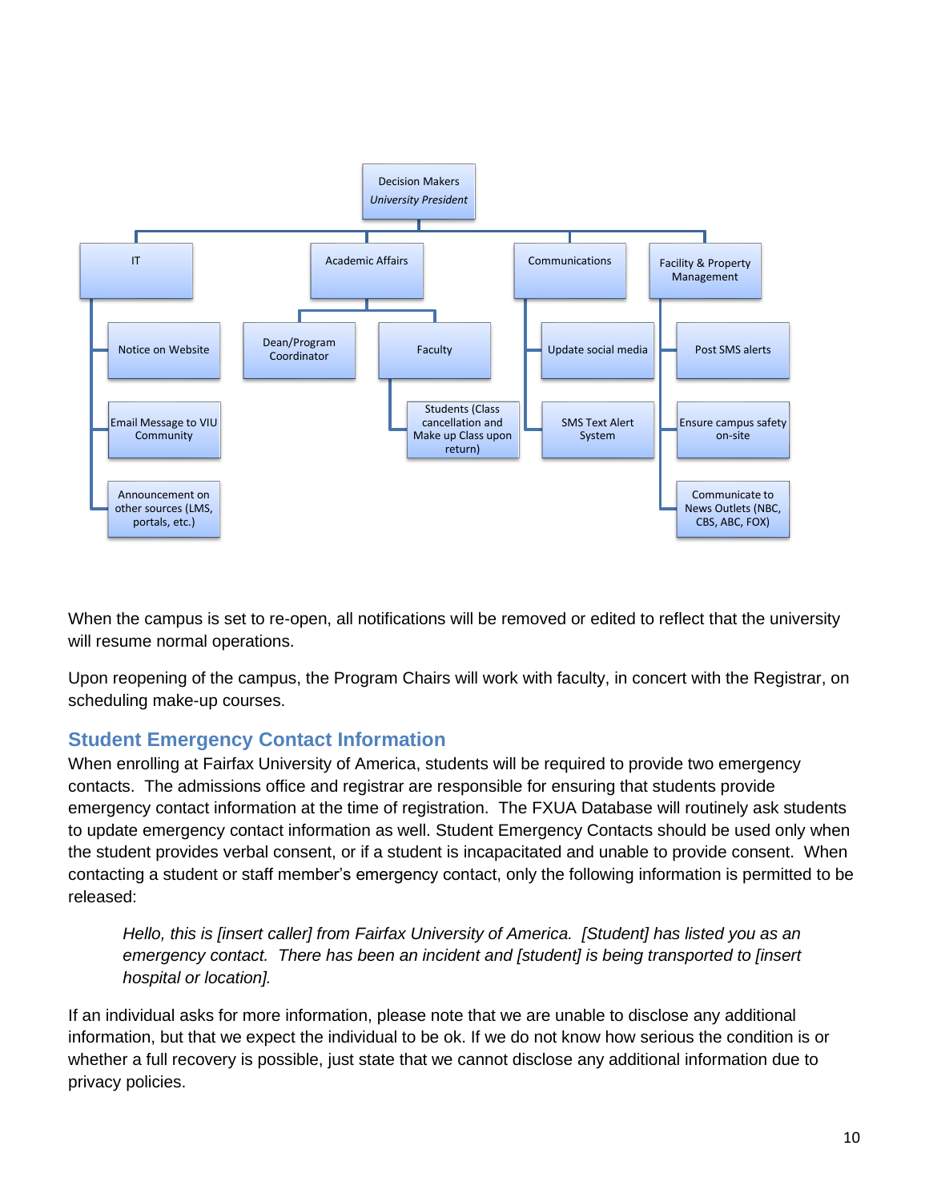Decision Makers
*University President*

IT

Notice on Website

Email Message to VIU Community

Announcement on other sources (LMS, portals, etc.)

Academic Affairs

Dean/Program Coordinator

Faculty

Students (Class cancellation and Make up Class upon return)

Communications

Update social media

SMS Text Alert System

Facility & Property Management

Post SMS alerts

Ensure campus safety on-site

Communicate to News Outlets (NBC, CBS, ABC, FOX)

When the campus is set to re-open, all notifications will be removed or edited to reflect that the university will resume normal operations.

Upon reopening of the campus, the Program Chairs will work with faculty, in concert with the Registrar, on scheduling make-up courses.

## Student Emergency Contact Information

When enrolling at Fairfax University of America, students will be required to provide two emergency contacts. The admissions office and registrar are responsible for ensuring that students provide emergency contact information at the time of registration. The FXUA Database will routinely ask students to update emergency contact information as well. Student Emergency Contacts should be used only when the student provides verbal consent, or if a student is incapacitated and unable to provide consent. When contacting a student or staff member's emergency contact, only the following information is permitted to be released:

> *Hello, this is [insert caller] from Fairfax University of America. [Student] has listed you as an emergency contact. There has been an incident and [student] is being transported to [insert hospital or location].*

If an individual asks for more information, please note that we are unable to disclose any additional information, but that we expect the individual to be ok. If we do not know how serious the condition is or whether a full recovery is possible, just state that we cannot disclose any additional information due to privacy policies.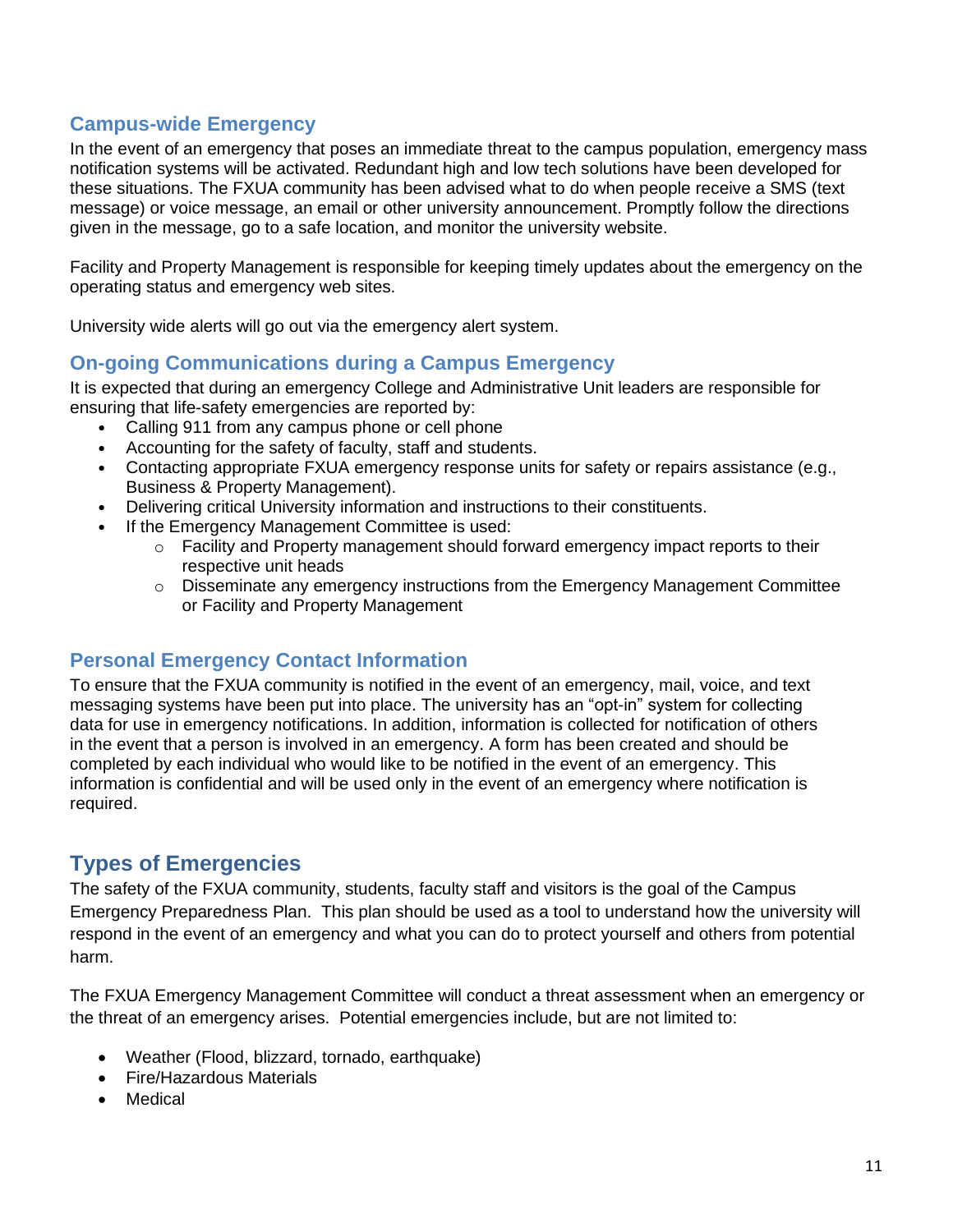### Campus-wide Emergency

In the event of an emergency that poses an immediate threat to the campus population, emergency mass notification systems will be activated. Redundant high and low tech solutions have been developed for these situations. The FXUA community has been advised what to do when people receive a SMS (text message) or voice message, an email or other university announcement. Promptly follow the directions given in the message, go to a safe location, and monitor the university website.

Facility and Property Management is responsible for keeping timely updates about the emergency on the operating status and emergency web sites.

University wide alerts will go out via the emergency alert system.

### On-going Communications during a Campus Emergency

It is expected that during an emergency College and Administrative Unit leaders are responsible for ensuring that life-safety emergencies are reported by:

- Calling 911 from any campus phone or cell phone
- Accounting for the safety of faculty, staff and students.
- Contacting appropriate FXUA emergency response units for safety or repairs assistance (e.g., Business & Property Management).
- Delivering critical University information and instructions to their constituents.
- If the Emergency Management Committee is used:
  - Facility and Property management should forward emergency impact reports to their respective unit heads
  - Disseminate any emergency instructions from the Emergency Management Committee or Facility and Property Management

### Personal Emergency Contact Information

To ensure that the FXUA community is notified in the event of an emergency, mail, voice, and text messaging systems have been put into place. The university has an “opt-in” system for collecting data for use in emergency notifications. In addition, information is collected for notification of others in the event that a person is involved in an emergency. A form has been created and should be completed by each individual who would like to be notified in the event of an emergency. This information is confidential and will be used only in the event of an emergency where notification is required.

## Types of Emergencies

The safety of the FXUA community, students, faculty staff and visitors is the goal of the Campus Emergency Preparedness Plan. This plan should be used as a tool to understand how the university will respond in the event of an emergency and what you can do to protect yourself and others from potential harm.

The FXUA Emergency Management Committee will conduct a threat assessment when an emergency or the threat of an emergency arises. Potential emergencies include, but are not limited to:

- Weather (Flood, blizzard, tornado, earthquake)
- Fire/Hazardous Materials
- Medical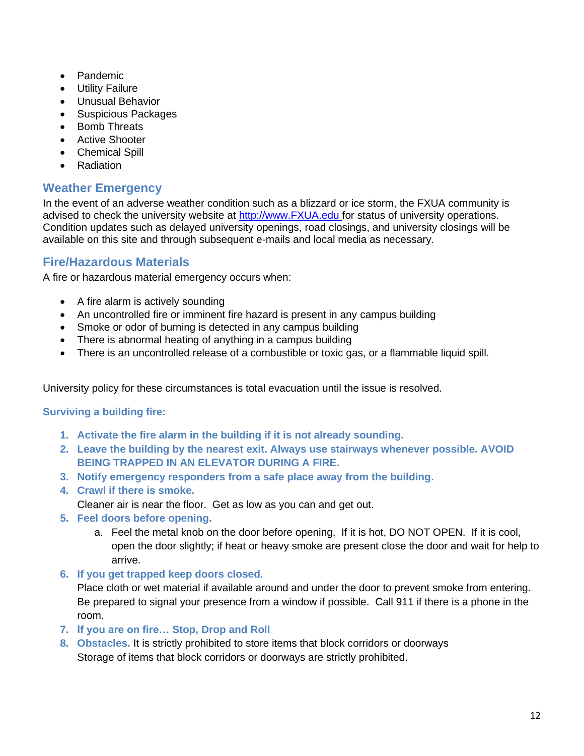- Pandemic
- Utility Failure
- Unusual Behavior
- Suspicious Packages
- Bomb Threats
- Active Shooter
- Chemical Spill
- Radiation

## Weather Emergency

In the event of an adverse weather condition such as a blizzard or ice storm, the FXUA community is advised to check the university website at [http://www.FXUA.edu](http://www.FXUA.edu) for status of university operations. Condition updates such as delayed university openings, road closings, and university closings will be available on this site and through subsequent e-mails and local media as necessary.

## Fire/Hazardous Materials

A fire or hazardous material emergency occurs when:

- A fire alarm is actively sounding
- An uncontrolled fire or imminent fire hazard is present in any campus building
- Smoke or odor of burning is detected in any campus building
- There is abnormal heating of anything in a campus building
- There is an uncontrolled release of a combustible or toxic gas, or a flammable liquid spill.

University policy for these circumstances is total evacuation until the issue is resolved.

### Surviving a building fire:

1. **Activate the fire alarm in the building if it is not already sounding.**
2. **Leave the building by the nearest exit. Always use stairways whenever possible. AVOID BEING TRAPPED IN AN ELEVATOR DURING A FIRE.**
3. **Notify emergency responders from a safe place away from the building.**
4. **Crawl if there is smoke.**
   Cleaner air is near the floor. Get as low as you can and get out.
5. **Feel doors before opening.**
   a. Feel the metal knob on the door before opening. If it is hot, DO NOT OPEN. If it is cool, open the door slightly; if heat or heavy smoke are present close the door and wait for help to arrive.
6. **If you get trapped keep doors closed.**
   Place cloth or wet material if available around and under the door to prevent smoke from entering. Be prepared to signal your presence from a window if possible. Call 911 if there is a phone in the room.
7. **If you are on fire… Stop, Drop and Roll**
8. **Obstacles.** It is strictly prohibited to store items that block corridors or doorways
   Storage of items that block corridors or doorways are strictly prohibited.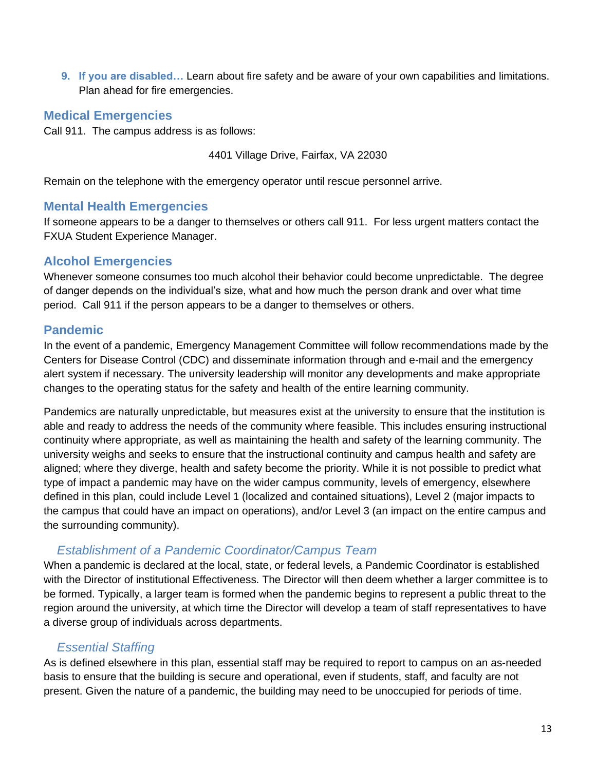9. **If you are disabled…** Learn about fire safety and be aware of your own capabilities and limitations. Plan ahead for fire emergencies.

## Medical Emergencies

Call 911. The campus address is as follows:

4401 Village Drive, Fairfax, VA 22030

Remain on the telephone with the emergency operator until rescue personnel arrive.

## Mental Health Emergencies

If someone appears to be a danger to themselves or others call 911. For less urgent matters contact the FXUA Student Experience Manager.

## Alcohol Emergencies

Whenever someone consumes too much alcohol their behavior could become unpredictable. The degree of danger depends on the individual's size, what and how much the person drank and over what time period. Call 911 if the person appears to be a danger to themselves or others.

## Pandemic

In the event of a pandemic, Emergency Management Committee will follow recommendations made by the Centers for Disease Control (CDC) and disseminate information through and e-mail and the emergency alert system if necessary. The university leadership will monitor any developments and make appropriate changes to the operating status for the safety and health of the entire learning community.

Pandemics are naturally unpredictable, but measures exist at the university to ensure that the institution is able and ready to address the needs of the community where feasible. This includes ensuring instructional continuity where appropriate, as well as maintaining the health and safety of the learning community. The university weighs and seeks to ensure that the instructional continuity and campus health and safety are aligned; where they diverge, health and safety become the priority. While it is not possible to predict what type of impact a pandemic may have on the wider campus community, levels of emergency, elsewhere defined in this plan, could include Level 1 (localized and contained situations), Level 2 (major impacts to the campus that could have an impact on operations), and/or Level 3 (an impact on the entire campus and the surrounding community).

### *Establishment of a Pandemic Coordinator/Campus Team*

When a pandemic is declared at the local, state, or federal levels, a Pandemic Coordinator is established with the Director of institutional Effectiveness. The Director will then deem whether a larger committee is to be formed. Typically, a larger team is formed when the pandemic begins to represent a public threat to the region around the university, at which time the Director will develop a team of staff representatives to have a diverse group of individuals across departments.

### *Essential Staffing*

As is defined elsewhere in this plan, essential staff may be required to report to campus on an as-needed basis to ensure that the building is secure and operational, even if students, staff, and faculty are not present. Given the nature of a pandemic, the building may need to be unoccupied for periods of time.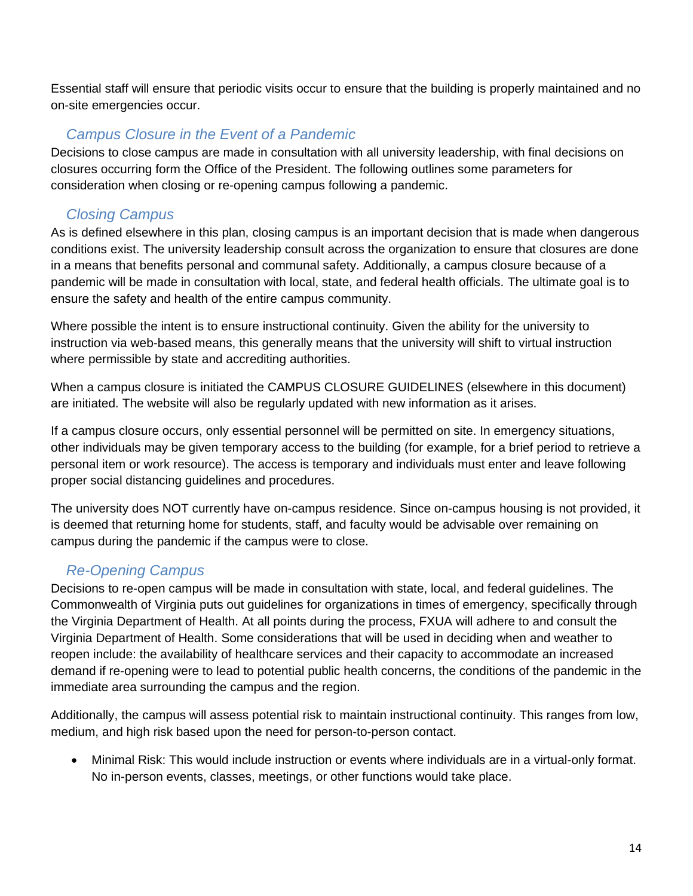Essential staff will ensure that periodic visits occur to ensure that the building is properly maintained and no on-site emergencies occur.

### *Campus Closure in the Event of a Pandemic*

Decisions to close campus are made in consultation with all university leadership, with final decisions on closures occurring form the Office of the President. The following outlines some parameters for consideration when closing or re-opening campus following a pandemic.

### *Closing Campus*

As is defined elsewhere in this plan, closing campus is an important decision that is made when dangerous conditions exist. The university leadership consult across the organization to ensure that closures are done in a means that benefits personal and communal safety. Additionally, a campus closure because of a pandemic will be made in consultation with local, state, and federal health officials. The ultimate goal is to ensure the safety and health of the entire campus community.

Where possible the intent is to ensure instructional continuity. Given the ability for the university to instruction via web-based means, this generally means that the university will shift to virtual instruction where permissible by state and accrediting authorities.

When a campus closure is initiated the CAMPUS CLOSURE GUIDELINES (elsewhere in this document) are initiated. The website will also be regularly updated with new information as it arises.

If a campus closure occurs, only essential personnel will be permitted on site. In emergency situations, other individuals may be given temporary access to the building (for example, for a brief period to retrieve a personal item or work resource). The access is temporary and individuals must enter and leave following proper social distancing guidelines and procedures.

The university does NOT currently have on-campus residence. Since on-campus housing is not provided, it is deemed that returning home for students, staff, and faculty would be advisable over remaining on campus during the pandemic if the campus were to close.

### *Re-Opening Campus*

Decisions to re-open campus will be made in consultation with state, local, and federal guidelines. The Commonwealth of Virginia puts out guidelines for organizations in times of emergency, specifically through the Virginia Department of Health. At all points during the process, FXUA will adhere to and consult the Virginia Department of Health. Some considerations that will be used in deciding when and weather to reopen include: the availability of healthcare services and their capacity to accommodate an increased demand if re-opening were to lead to potential public health concerns, the conditions of the pandemic in the immediate area surrounding the campus and the region.

Additionally, the campus will assess potential risk to maintain instructional continuity. This ranges from low, medium, and high risk based upon the need for person-to-person contact.

- Minimal Risk: This would include instruction or events where individuals are in a virtual-only format. No in-person events, classes, meetings, or other functions would take place.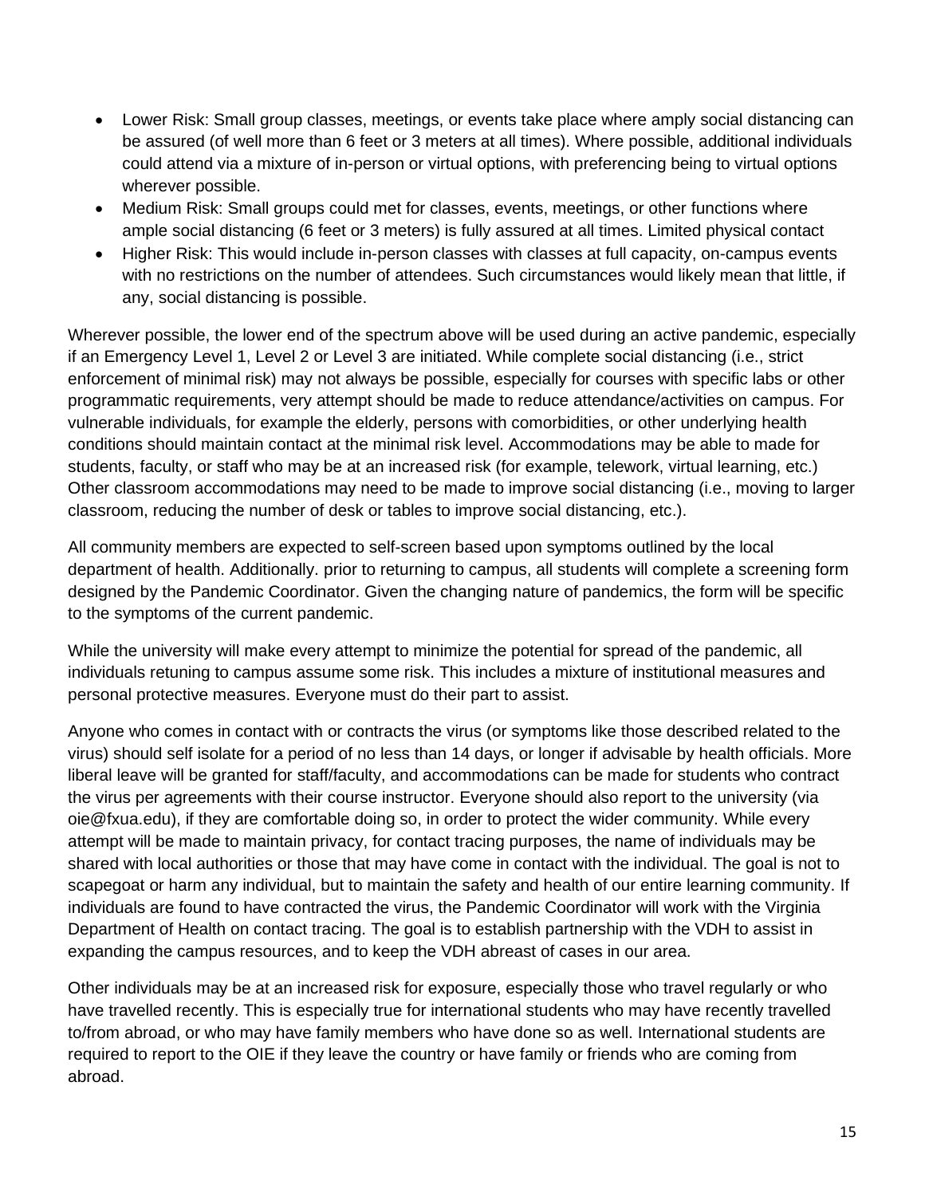- Lower Risk: Small group classes, meetings, or events take place where amply social distancing can be assured (of well more than 6 feet or 3 meters at all times). Where possible, additional individuals could attend via a mixture of in-person or virtual options, with preferencing being to virtual options wherever possible.
- Medium Risk: Small groups could met for classes, events, meetings, or other functions where ample social distancing (6 feet or 3 meters) is fully assured at all times. Limited physical contact
- Higher Risk: This would include in-person classes with classes at full capacity, on-campus events with no restrictions on the number of attendees. Such circumstances would likely mean that little, if any, social distancing is possible.

Wherever possible, the lower end of the spectrum above will be used during an active pandemic, especially if an Emergency Level 1, Level 2 or Level 3 are initiated. While complete social distancing (i.e., strict enforcement of minimal risk) may not always be possible, especially for courses with specific labs or other programmatic requirements, very attempt should be made to reduce attendance/activities on campus. For vulnerable individuals, for example the elderly, persons with comorbidities, or other underlying health conditions should maintain contact at the minimal risk level. Accommodations may be able to made for students, faculty, or staff who may be at an increased risk (for example, telework, virtual learning, etc.) Other classroom accommodations may need to be made to improve social distancing (i.e., moving to larger classroom, reducing the number of desk or tables to improve social distancing, etc.).

All community members are expected to self-screen based upon symptoms outlined by the local department of health. Additionally. prior to returning to campus, all students will complete a screening form designed by the Pandemic Coordinator. Given the changing nature of pandemics, the form will be specific to the symptoms of the current pandemic.

While the university will make every attempt to minimize the potential for spread of the pandemic, all individuals retuning to campus assume some risk. This includes a mixture of institutional measures and personal protective measures. Everyone must do their part to assist.

Anyone who comes in contact with or contracts the virus (or symptoms like those described related to the virus) should self isolate for a period of no less than 14 days, or longer if advisable by health officials. More liberal leave will be granted for staff/faculty, and accommodations can be made for students who contract the virus per agreements with their course instructor. Everyone should also report to the university (via oie@fxua.edu), if they are comfortable doing so, in order to protect the wider community. While every attempt will be made to maintain privacy, for contact tracing purposes, the name of individuals may be shared with local authorities or those that may have come in contact with the individual. The goal is not to scapegoat or harm any individual, but to maintain the safety and health of our entire learning community. If individuals are found to have contracted the virus, the Pandemic Coordinator will work with the Virginia Department of Health on contact tracing. The goal is to establish partnership with the VDH to assist in expanding the campus resources, and to keep the VDH abreast of cases in our area.

Other individuals may be at an increased risk for exposure, especially those who travel regularly or who have travelled recently. This is especially true for international students who may have recently travelled to/from abroad, or who may have family members who have done so as well. International students are required to report to the OIE if they leave the country or have family or friends who are coming from abroad.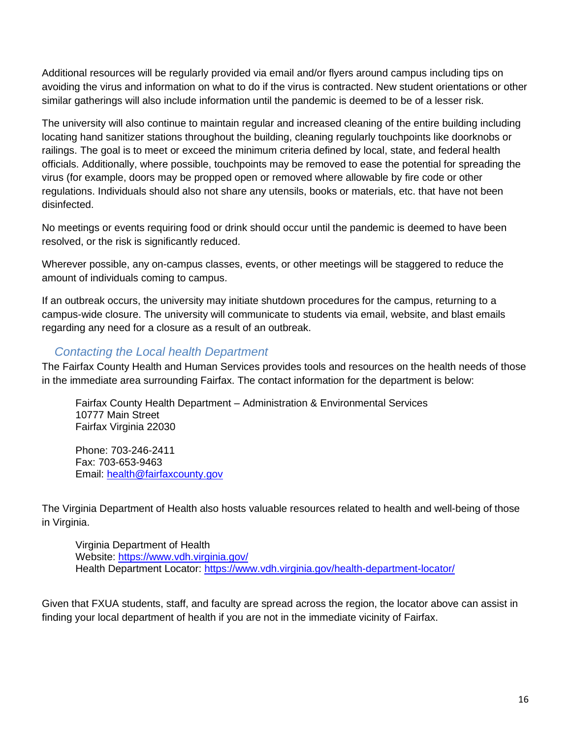Additional resources will be regularly provided via email and/or flyers around campus including tips on avoiding the virus and information on what to do if the virus is contracted. New student orientations or other similar gatherings will also include information until the pandemic is deemed to be of a lesser risk.

The university will also continue to maintain regular and increased cleaning of the entire building including locating hand sanitizer stations throughout the building, cleaning regularly touchpoints like doorknobs or railings. The goal is to meet or exceed the minimum criteria defined by local, state, and federal health officials. Additionally, where possible, touchpoints may be removed to ease the potential for spreading the virus (for example, doors may be propped open or removed where allowable by fire code or other regulations. Individuals should also not share any utensils, books or materials, etc. that have not been disinfected.

No meetings or events requiring food or drink should occur until the pandemic is deemed to have been resolved, or the risk is significantly reduced.

Wherever possible, any on-campus classes, events, or other meetings will be staggered to reduce the amount of individuals coming to campus.

If an outbreak occurs, the university may initiate shutdown procedures for the campus, returning to a campus-wide closure. The university will communicate to students via email, website, and blast emails regarding any need for a closure as a result of an outbreak.

### *Contacting the Local health Department*

The Fairfax County Health and Human Services provides tools and resources on the health needs of those in the immediate area surrounding Fairfax. The contact information for the department is below:

Fairfax County Health Department – Administration & Environmental Services
10777 Main Street
Fairfax Virginia 22030

Phone: 703-246-2411
Fax: 703-653-9463
Email: health@fairfaxcounty.gov

The Virginia Department of Health also hosts valuable resources related to health and well-being of those in Virginia.

Virginia Department of Health
Website: https://www.vdh.virginia.gov/
Health Department Locator: https://www.vdh.virginia.gov/health-department-locator/

Given that FXUA students, staff, and faculty are spread across the region, the locator above can assist in finding your local department of health if you are not in the immediate vicinity of Fairfax.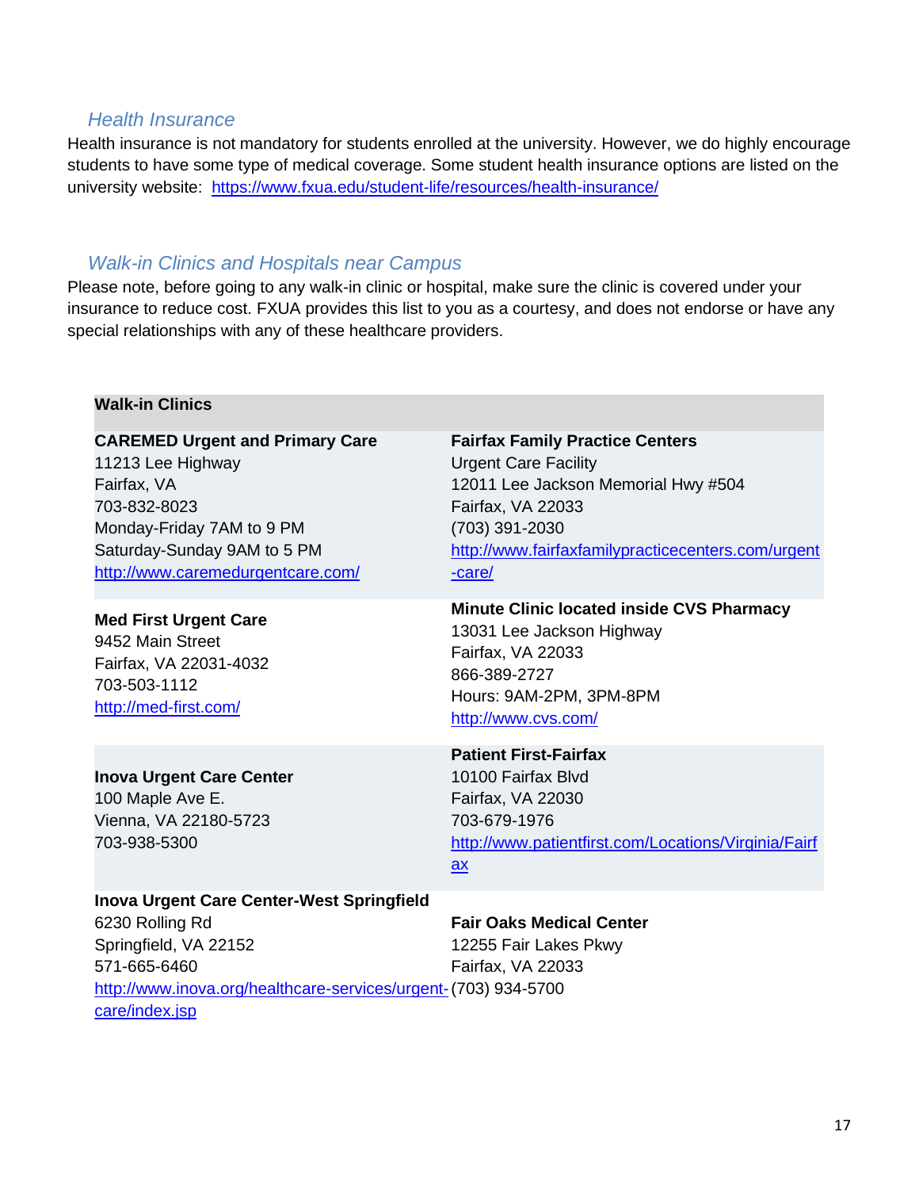### *Health Insurance*

Health insurance is not mandatory for students enrolled at the university. However, we do highly encourage students to have some type of medical coverage. Some student health insurance options are listed on the university website: https://www.fxua.edu/student-life/resources/health-insurance/

### *Walk-in Clinics and Hospitals near Campus*

Please note, before going to any walk-in clinic or hospital, make sure the clinic is covered under your insurance to reduce cost. FXUA provides this list to you as a courtesy, and does not endorse or have any special relationships with any of these healthcare providers.

| **Walk-in Clinics** | |
|---|---|
| **CAREMED Urgent and Primary Care**<br>11213 Lee Highway<br>Fairfax, VA<br>703-832-8023<br>Monday-Friday 7AM to 9 PM<br>Saturday-Sunday 9AM to 5 PM<br>http://www.caremedurgentcare.com/ | **Fairfax Family Practice Centers**<br>Urgent Care Facility<br>12011 Lee Jackson Memorial Hwy #504<br>Fairfax, VA 22033<br>(703) 391-2030<br>http://www.fairfaxfamilypracticecenters.com/urgent-care/ |
| **Med First Urgent Care**<br>9452 Main Street<br>Fairfax, VA 22031-4032<br>703-503-1112<br>http://med-first.com/ | **Minute Clinic located inside CVS Pharmacy**<br>13031 Lee Jackson Highway<br>Fairfax, VA 22033<br>866-389-2727<br>Hours: 9AM-2PM, 3PM-8PM<br>http://www.cvs.com/ |
| **Inova Urgent Care Center**<br>100 Maple Ave E.<br>Vienna, VA 22180-5723<br>703-938-5300 | **Patient First-Fairfax**<br>10100 Fairfax Blvd<br>Fairfax, VA 22030<br>703-679-1976<br>http://www.patientfirst.com/Locations/Virginia/Fairfax |
| **Inova Urgent Care Center-West Springfield**<br>6230 Rolling Rd<br>Springfield, VA 22152<br>571-665-6460<br>http://www.inova.org/healthcare-services/urgent-care/index.jsp | **Fair Oaks Medical Center**<br>12255 Fair Lakes Pkwy<br>Fairfax, VA 22033<br>(703) 934-5700 |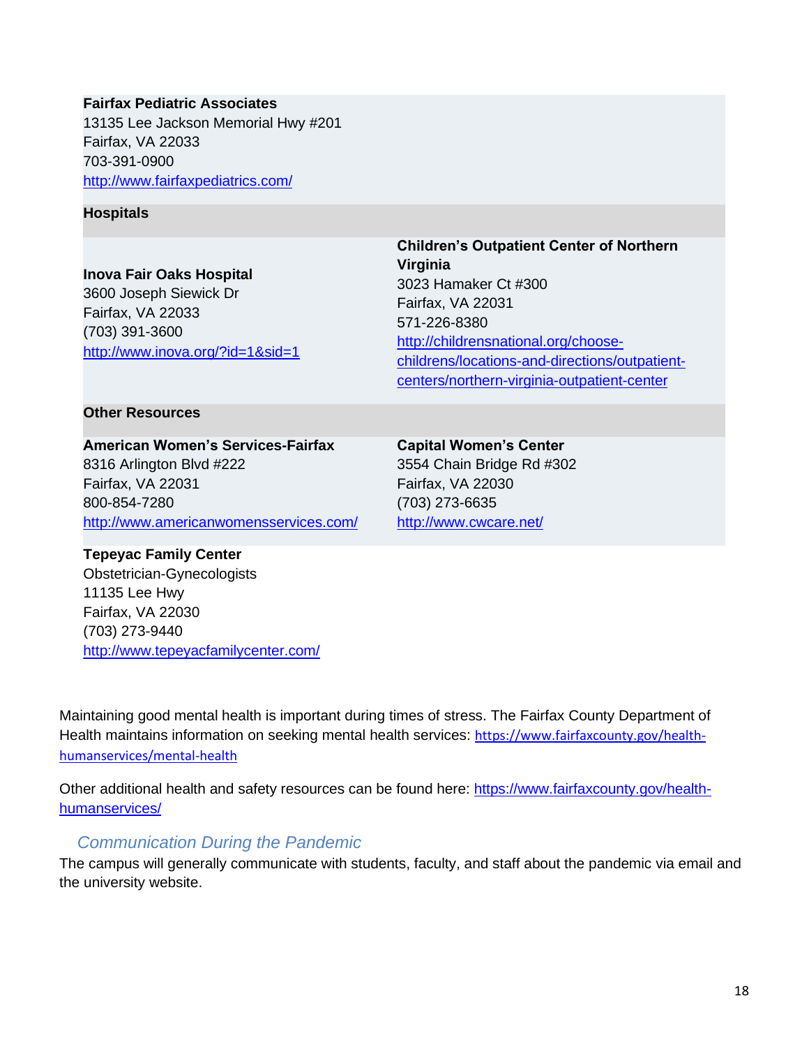**Fairfax Pediatric Associates**
13135 Lee Jackson Memorial Hwy #201
Fairfax, VA 22033
703-391-0900
http://www.fairfaxpediatrics.com/

**Hospitals**

**Inova Fair Oaks Hospital**
3600 Joseph Siewick Dr
Fairfax, VA 22033
(703) 391-3600
http://www.inova.org/?id=1&sid=1

**Children's Outpatient Center of Northern Virginia**
3023 Hamaker Ct #300
Fairfax, VA 22031
571-226-8380
http://childrensnational.org/choose-childrens/locations-and-directions/outpatient-centers/northern-virginia-outpatient-center

**Other Resources**

**American Women's Services-Fairfax**
8316 Arlington Blvd #222
Fairfax, VA 22031
800-854-7280
http://www.americanwomensservices.com/

**Capital Women's Center**
3554 Chain Bridge Rd #302
Fairfax, VA 22030
(703) 273-6635
http://www.cwcare.net/

**Tepeyac Family Center**
Obstetrician-Gynecologists
11135 Lee Hwy
Fairfax, VA 22030
(703) 273-9440
http://www.tepeyacfamilycenter.com/

Maintaining good mental health is important during times of stress. The Fairfax County Department of Health maintains information on seeking mental health services: https://www.fairfaxcounty.gov/health-humanservices/mental-health

Other additional health and safety resources can be found here: https://www.fairfaxcounty.gov/health-humanservices/

## *Communication During the Pandemic*

The campus will generally communicate with students, faculty, and staff about the pandemic via email and the university website.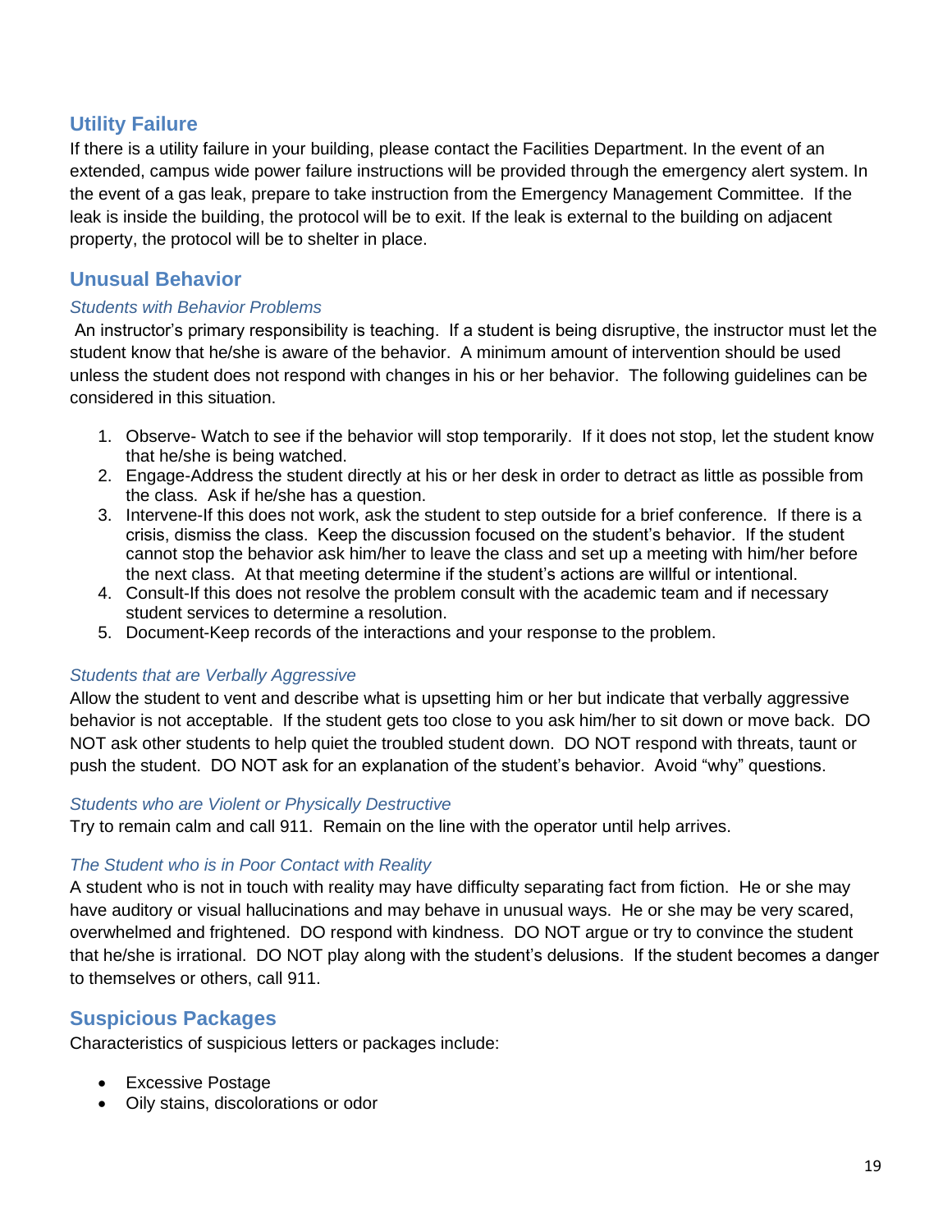## Utility Failure

If there is a utility failure in your building, please contact the Facilities Department. In the event of an extended, campus wide power failure instructions will be provided through the emergency alert system. In the event of a gas leak, prepare to take instruction from the Emergency Management Committee. If the leak is inside the building, the protocol will be to exit. If the leak is external to the building on adjacent property, the protocol will be to shelter in place.

## Unusual Behavior

### *Students with Behavior Problems*

An instructor's primary responsibility is teaching. If a student is being disruptive, the instructor must let the student know that he/she is aware of the behavior. A minimum amount of intervention should be used unless the student does not respond with changes in his or her behavior. The following guidelines can be considered in this situation.

1. Observe- Watch to see if the behavior will stop temporarily. If it does not stop, let the student know that he/she is being watched.
2. Engage-Address the student directly at his or her desk in order to detract as little as possible from the class. Ask if he/she has a question.
3. Intervene-If this does not work, ask the student to step outside for a brief conference. If there is a crisis, dismiss the class. Keep the discussion focused on the student's behavior. If the student cannot stop the behavior ask him/her to leave the class and set up a meeting with him/her before the next class. At that meeting determine if the student's actions are willful or intentional.
4. Consult-If this does not resolve the problem consult with the academic team and if necessary student services to determine a resolution.
5. Document-Keep records of the interactions and your response to the problem.

### *Students that are Verbally Aggressive*

Allow the student to vent and describe what is upsetting him or her but indicate that verbally aggressive behavior is not acceptable. If the student gets too close to you ask him/her to sit down or move back. DO NOT ask other students to help quiet the troubled student down. DO NOT respond with threats, taunt or push the student. DO NOT ask for an explanation of the student's behavior. Avoid "why" questions.

### *Students who are Violent or Physically Destructive*

Try to remain calm and call 911. Remain on the line with the operator until help arrives.

### *The Student who is in Poor Contact with Reality*

A student who is not in touch with reality may have difficulty separating fact from fiction. He or she may have auditory or visual hallucinations and may behave in unusual ways. He or she may be very scared, overwhelmed and frightened. DO respond with kindness. DO NOT argue or try to convince the student that he/she is irrational. DO NOT play along with the student's delusions. If the student becomes a danger to themselves or others, call 911.

## Suspicious Packages

Characteristics of suspicious letters or packages include:

- Excessive Postage
- Oily stains, discolorations or odor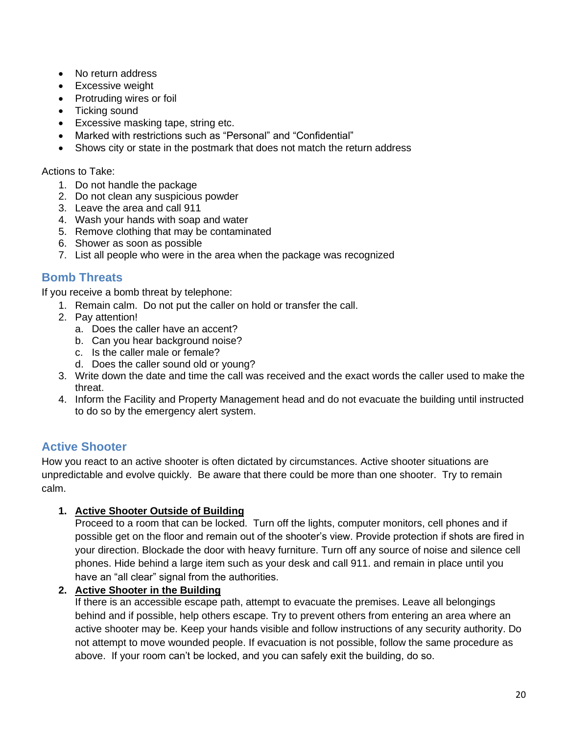- No return address
- Excessive weight
- Protruding wires or foil
- Ticking sound
- Excessive masking tape, string etc.
- Marked with restrictions such as “Personal” and “Confidential”
- Shows city or state in the postmark that does not match the return address

Actions to Take:

1. Do not handle the package
2. Do not clean any suspicious powder
3. Leave the area and call 911
4. Wash your hands with soap and water
5. Remove clothing that may be contaminated
6. Shower as soon as possible
7. List all people who were in the area when the package was recognized

## Bomb Threats

If you receive a bomb threat by telephone:

1. Remain calm. Do not put the caller on hold or transfer the call.
2. Pay attention!
   a. Does the caller have an accent?
   b. Can you hear background noise?
   c. Is the caller male or female?
   d. Does the caller sound old or young?
3. Write down the date and time the call was received and the exact words the caller used to make the threat.
4. Inform the Facility and Property Management head and do not evacuate the building until instructed to do so by the emergency alert system.

## Active Shooter

How you react to an active shooter is often dictated by circumstances. Active shooter situations are unpredictable and evolve quickly. Be aware that there could be more than one shooter. Try to remain calm.

1. **Active Shooter Outside of Building**
   Proceed to a room that can be locked. Turn off the lights, computer monitors, cell phones and if possible get on the floor and remain out of the shooter’s view. Provide protection if shots are fired in your direction. Blockade the door with heavy furniture. Turn off any source of noise and silence cell phones. Hide behind a large item such as your desk and call 911. and remain in place until you have an “all clear” signal from the authorities.
2. **Active Shooter in the Building**
   If there is an accessible escape path, attempt to evacuate the premises. Leave all belongings behind and if possible, help others escape. Try to prevent others from entering an area where an active shooter may be. Keep your hands visible and follow instructions of any security authority. Do not attempt to move wounded people. If evacuation is not possible, follow the same procedure as above. If your room can’t be locked, and you can safely exit the building, do so.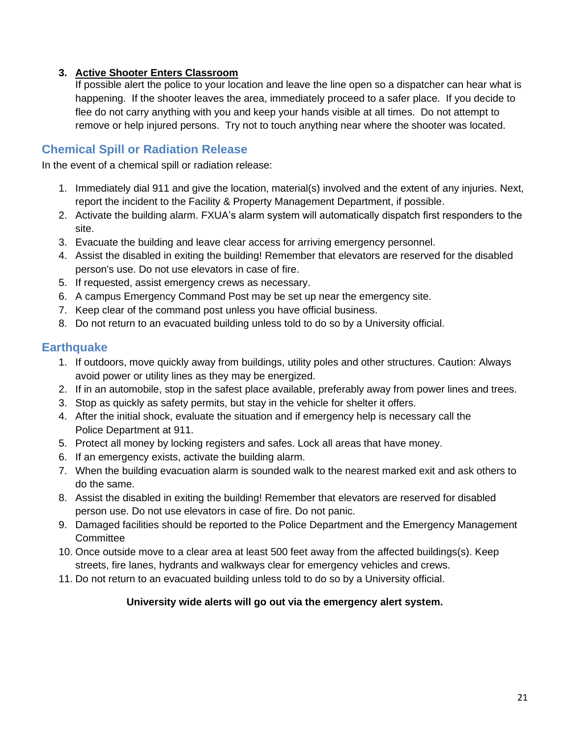3. **Active Shooter Enters Classroom**
   If possible alert the police to your location and leave the line open so a dispatcher can hear what is happening. If the shooter leaves the area, immediately proceed to a safer place. If you decide to flee do not carry anything with you and keep your hands visible at all times. Do not attempt to remove or help injured persons. Try not to touch anything near where the shooter was located.

## Chemical Spill or Radiation Release

In the event of a chemical spill or radiation release:

1. Immediately dial 911 and give the location, material(s) involved and the extent of any injuries. Next, report the incident to the Facility & Property Management Department, if possible.
2. Activate the building alarm. FXUA's alarm system will automatically dispatch first responders to the site.
3. Evacuate the building and leave clear access for arriving emergency personnel.
4. Assist the disabled in exiting the building! Remember that elevators are reserved for the disabled person's use. Do not use elevators in case of fire.
5. If requested, assist emergency crews as necessary.
6. A campus Emergency Command Post may be set up near the emergency site.
7. Keep clear of the command post unless you have official business.
8. Do not return to an evacuated building unless told to do so by a University official.

## Earthquake

1. If outdoors, move quickly away from buildings, utility poles and other structures. Caution: Always avoid power or utility lines as they may be energized.
2. If in an automobile, stop in the safest place available, preferably away from power lines and trees.
3. Stop as quickly as safety permits, but stay in the vehicle for shelter it offers.
4. After the initial shock, evaluate the situation and if emergency help is necessary call the Police Department at 911.
5. Protect all money by locking registers and safes. Lock all areas that have money.
6. If an emergency exists, activate the building alarm.
7. When the building evacuation alarm is sounded walk to the nearest marked exit and ask others to do the same.
8. Assist the disabled in exiting the building! Remember that elevators are reserved for disabled person use. Do not use elevators in case of fire. Do not panic.
9. Damaged facilities should be reported to the Police Department and the Emergency Management Committee
10. Once outside move to a clear area at least 500 feet away from the affected buildings(s). Keep streets, fire lanes, hydrants and walkways clear for emergency vehicles and crews.
11. Do not return to an evacuated building unless told to do so by a University official.

**University wide alerts will go out via the emergency alert system.**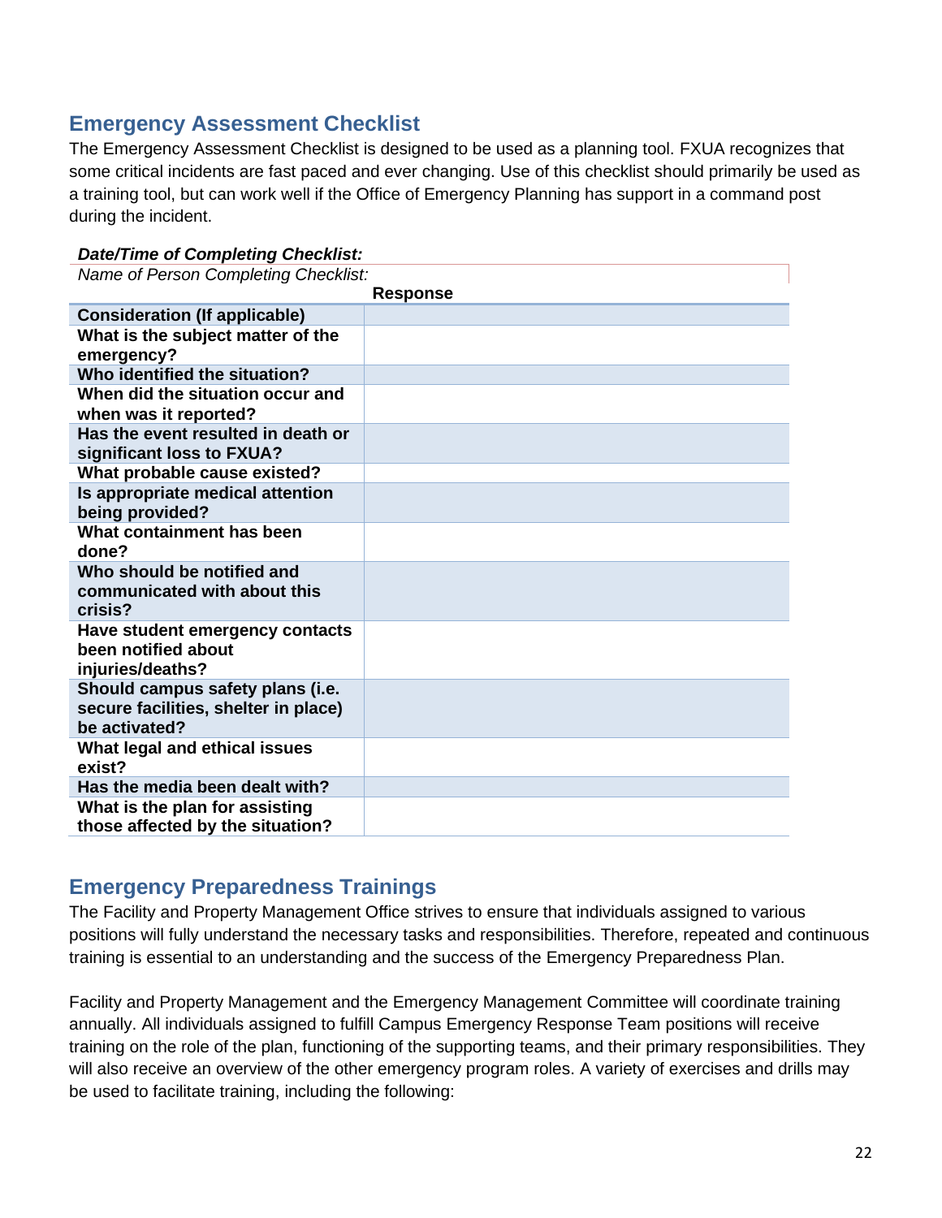## Emergency Assessment Checklist

The Emergency Assessment Checklist is designed to be used as a planning tool. FXUA recognizes that some critical incidents are fast paced and ever changing. Use of this checklist should primarily be used as a training tool, but can work well if the Office of Emergency Planning has support in a command post during the incident.

***Date/Time of Completing Checklist:***

*Name of Person Completing Checklist:*

| | Response |
|---|---|
| **Consideration (If applicable)** | |
| **What is the subject matter of the emergency?** | |
| **Who identified the situation?** | |
| **When did the situation occur and when was it reported?** | |
| **Has the event resulted in death or significant loss to FXUA?** | |
| **What probable cause existed?** | |
| **Is appropriate medical attention being provided?** | |
| **What containment has been done?** | |
| **Who should be notified and communicated with about this crisis?** | |
| **Have student emergency contacts been notified about injuries/deaths?** | |
| **Should campus safety plans (i.e. secure facilities, shelter in place) be activated?** | |
| **What legal and ethical issues exist?** | |
| **Has the media been dealt with?** | |
| **What is the plan for assisting those affected by the situation?** | |

## Emergency Preparedness Trainings

The Facility and Property Management Office strives to ensure that individuals assigned to various positions will fully understand the necessary tasks and responsibilities. Therefore, repeated and continuous training is essential to an understanding and the success of the Emergency Preparedness Plan.

Facility and Property Management and the Emergency Management Committee will coordinate training annually. All individuals assigned to fulfill Campus Emergency Response Team positions will receive training on the role of the plan, functioning of the supporting teams, and their primary responsibilities. They will also receive an overview of the other emergency program roles. A variety of exercises and drills may be used to facilitate training, including the following: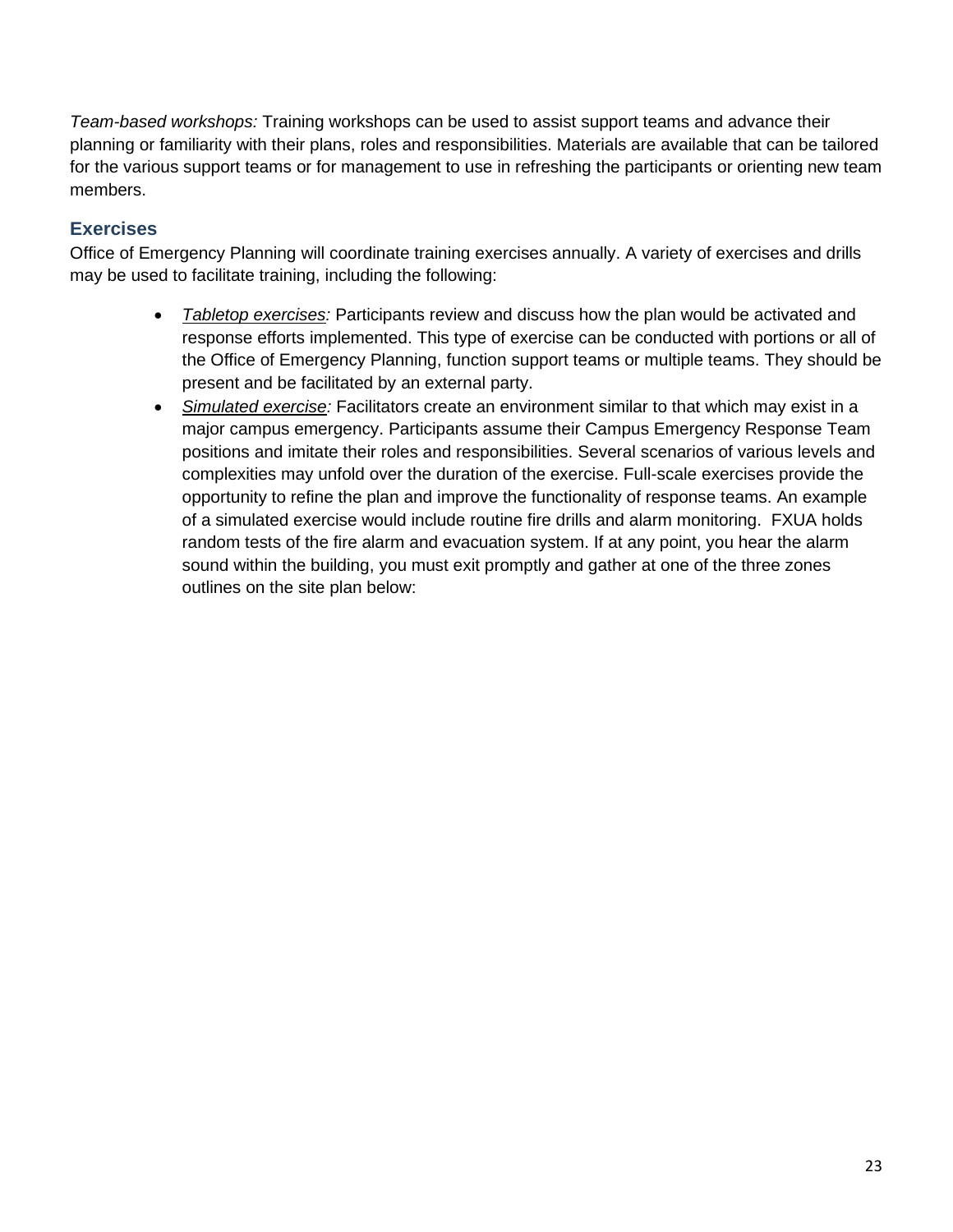*Team-based workshops:* Training workshops can be used to assist support teams and advance their planning or familiarity with their plans, roles and responsibilities. Materials are available that can be tailored for the various support teams or for management to use in refreshing the participants or orienting new team members.

## Exercises

Office of Emergency Planning will coordinate training exercises annually. A variety of exercises and drills may be used to facilitate training, including the following:

- *Tabletop exercises:* Participants review and discuss how the plan would be activated and response efforts implemented. This type of exercise can be conducted with portions or all of the Office of Emergency Planning, function support teams or multiple teams. They should be present and be facilitated by an external party.
- *Simulated exercise:* Facilitators create an environment similar to that which may exist in a major campus emergency. Participants assume their Campus Emergency Response Team positions and imitate their roles and responsibilities. Several scenarios of various levels and complexities may unfold over the duration of the exercise. Full-scale exercises provide the opportunity to refine the plan and improve the functionality of response teams. An example of a simulated exercise would include routine fire drills and alarm monitoring. FXUA holds random tests of the fire alarm and evacuation system. If at any point, you hear the alarm sound within the building, you must exit promptly and gather at one of the three zones outlines on the site plan below: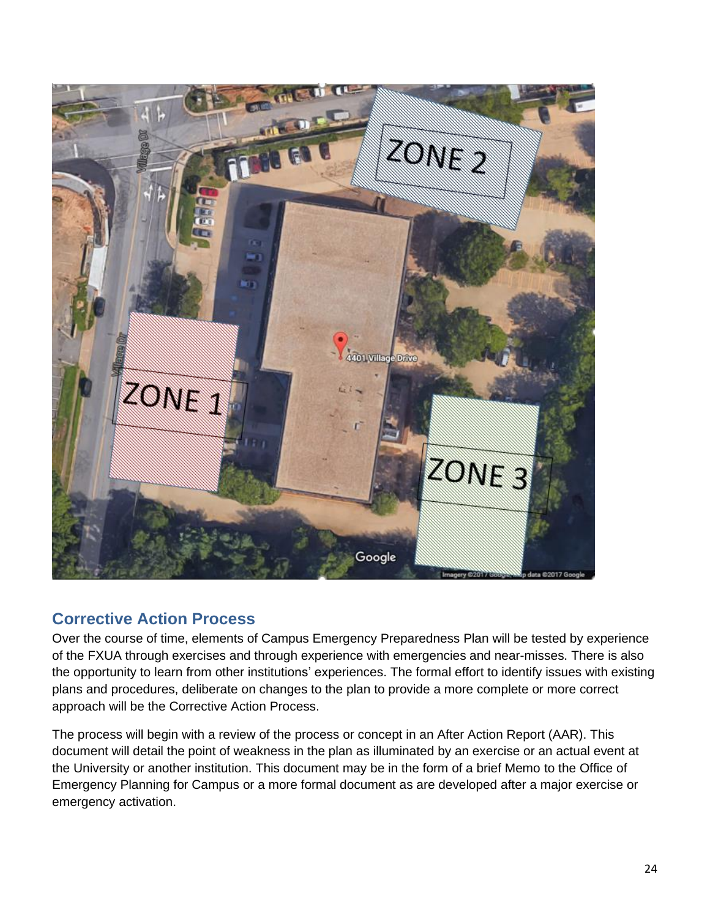## Corrective Action Process

Over the course of time, elements of Campus Emergency Preparedness Plan will be tested by experience of the FXUA through exercises and through experience with emergencies and near-misses. There is also the opportunity to learn from other institutions' experiences. The formal effort to identify issues with existing plans and procedures, deliberate on changes to the plan to provide a more complete or more correct approach will be the Corrective Action Process.

The process will begin with a review of the process or concept in an After Action Report (AAR). This document will detail the point of weakness in the plan as illuminated by an exercise or an actual event at the University or another institution. This document may be in the form of a brief Memo to the Office of Emergency Planning for Campus or a more formal document as are developed after a major exercise or emergency activation.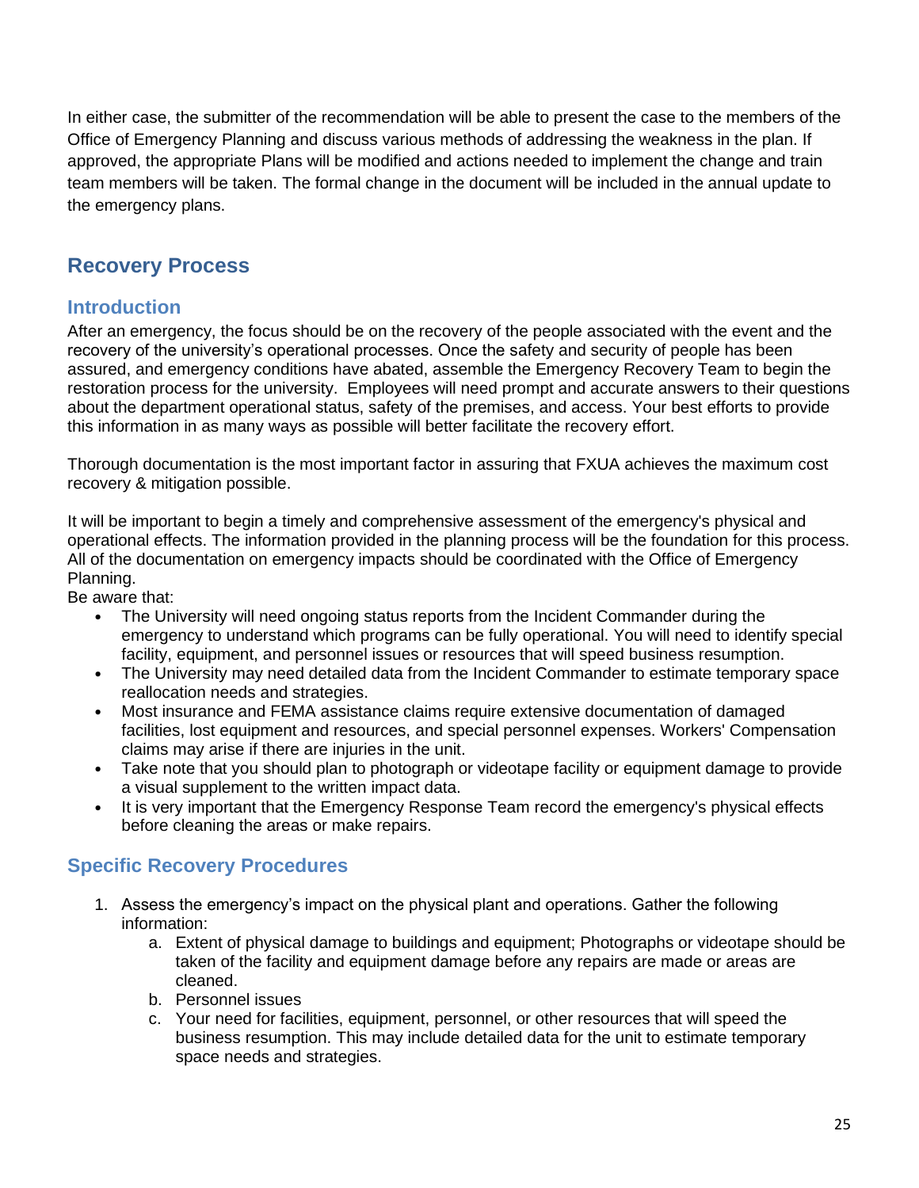In either case, the submitter of the recommendation will be able to present the case to the members of the Office of Emergency Planning and discuss various methods of addressing the weakness in the plan. If approved, the appropriate Plans will be modified and actions needed to implement the change and train team members will be taken. The formal change in the document will be included in the annual update to the emergency plans.

## Recovery Process

### Introduction

After an emergency, the focus should be on the recovery of the people associated with the event and the recovery of the university's operational processes. Once the safety and security of people has been assured, and emergency conditions have abated, assemble the Emergency Recovery Team to begin the restoration process for the university. Employees will need prompt and accurate answers to their questions about the department operational status, safety of the premises, and access. Your best efforts to provide this information in as many ways as possible will better facilitate the recovery effort.

Thorough documentation is the most important factor in assuring that FXUA achieves the maximum cost recovery & mitigation possible.

It will be important to begin a timely and comprehensive assessment of the emergency's physical and operational effects. The information provided in the planning process will be the foundation for this process. All of the documentation on emergency impacts should be coordinated with the Office of Emergency Planning.

Be aware that:

- The University will need ongoing status reports from the Incident Commander during the emergency to understand which programs can be fully operational. You will need to identify special facility, equipment, and personnel issues or resources that will speed business resumption.
- The University may need detailed data from the Incident Commander to estimate temporary space reallocation needs and strategies.
- Most insurance and FEMA assistance claims require extensive documentation of damaged facilities, lost equipment and resources, and special personnel expenses. Workers' Compensation claims may arise if there are injuries in the unit.
- Take note that you should plan to photograph or videotape facility or equipment damage to provide a visual supplement to the written impact data.
- It is very important that the Emergency Response Team record the emergency's physical effects before cleaning the areas or make repairs.

### Specific Recovery Procedures

1. Assess the emergency's impact on the physical plant and operations. Gather the following information:
    a. Extent of physical damage to buildings and equipment; Photographs or videotape should be taken of the facility and equipment damage before any repairs are made or areas are cleaned.
    b. Personnel issues
    c. Your need for facilities, equipment, personnel, or other resources that will speed the business resumption. This may include detailed data for the unit to estimate temporary space needs and strategies.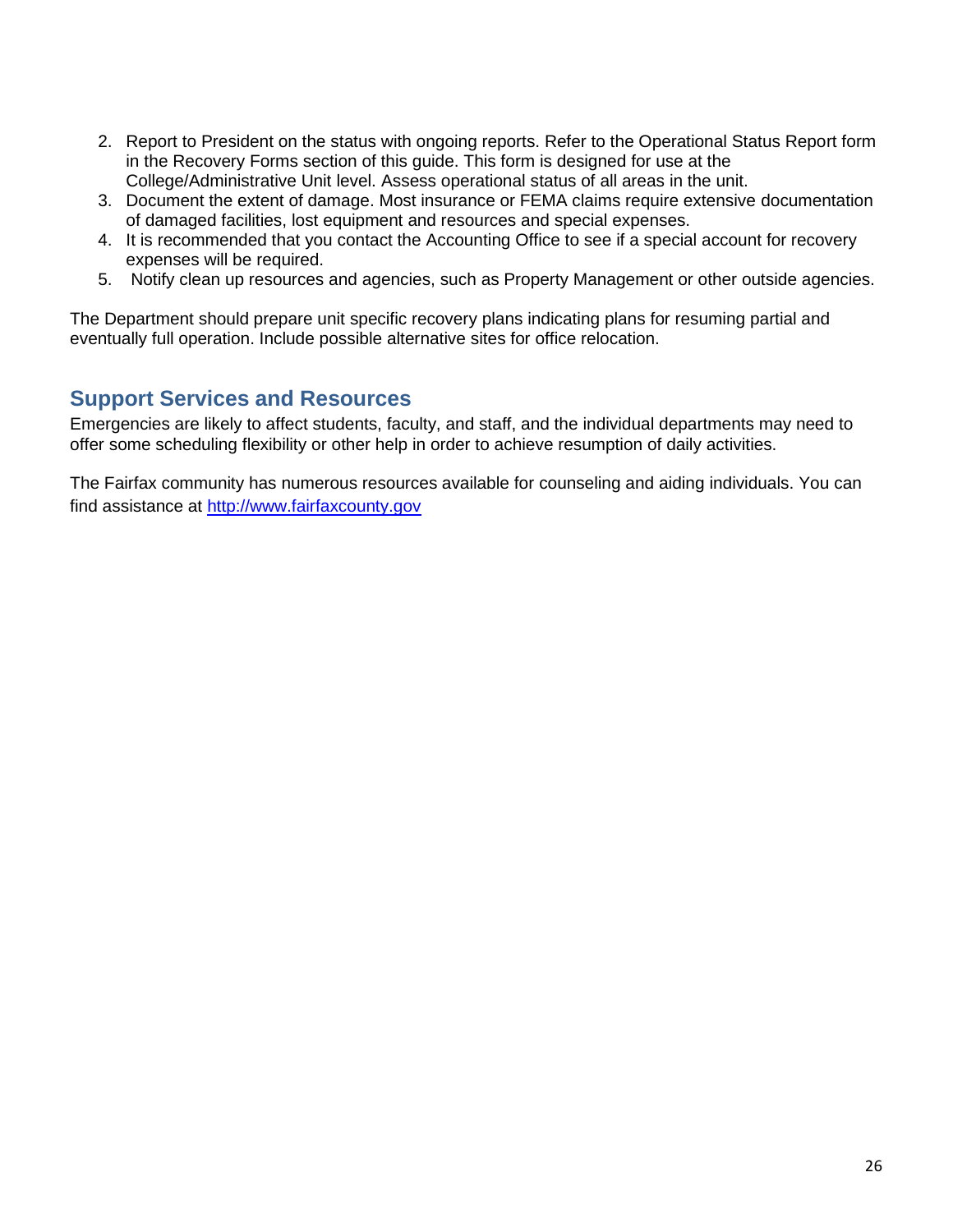2. Report to President on the status with ongoing reports. Refer to the Operational Status Report form in the Recovery Forms section of this guide. This form is designed for use at the College/Administrative Unit level. Assess operational status of all areas in the unit.
3. Document the extent of damage. Most insurance or FEMA claims require extensive documentation of damaged facilities, lost equipment and resources and special expenses.
4. It is recommended that you contact the Accounting Office to see if a special account for recovery expenses will be required.
5. Notify clean up resources and agencies, such as Property Management or other outside agencies.

The Department should prepare unit specific recovery plans indicating plans for resuming partial and eventually full operation. Include possible alternative sites for office relocation.

## Support Services and Resources

Emergencies are likely to affect students, faculty, and staff, and the individual departments may need to offer some scheduling flexibility or other help in order to achieve resumption of daily activities.

The Fairfax community has numerous resources available for counseling and aiding individuals. You can find assistance at [http://www.fairfaxcounty.gov](http://www.fairfaxcounty.gov)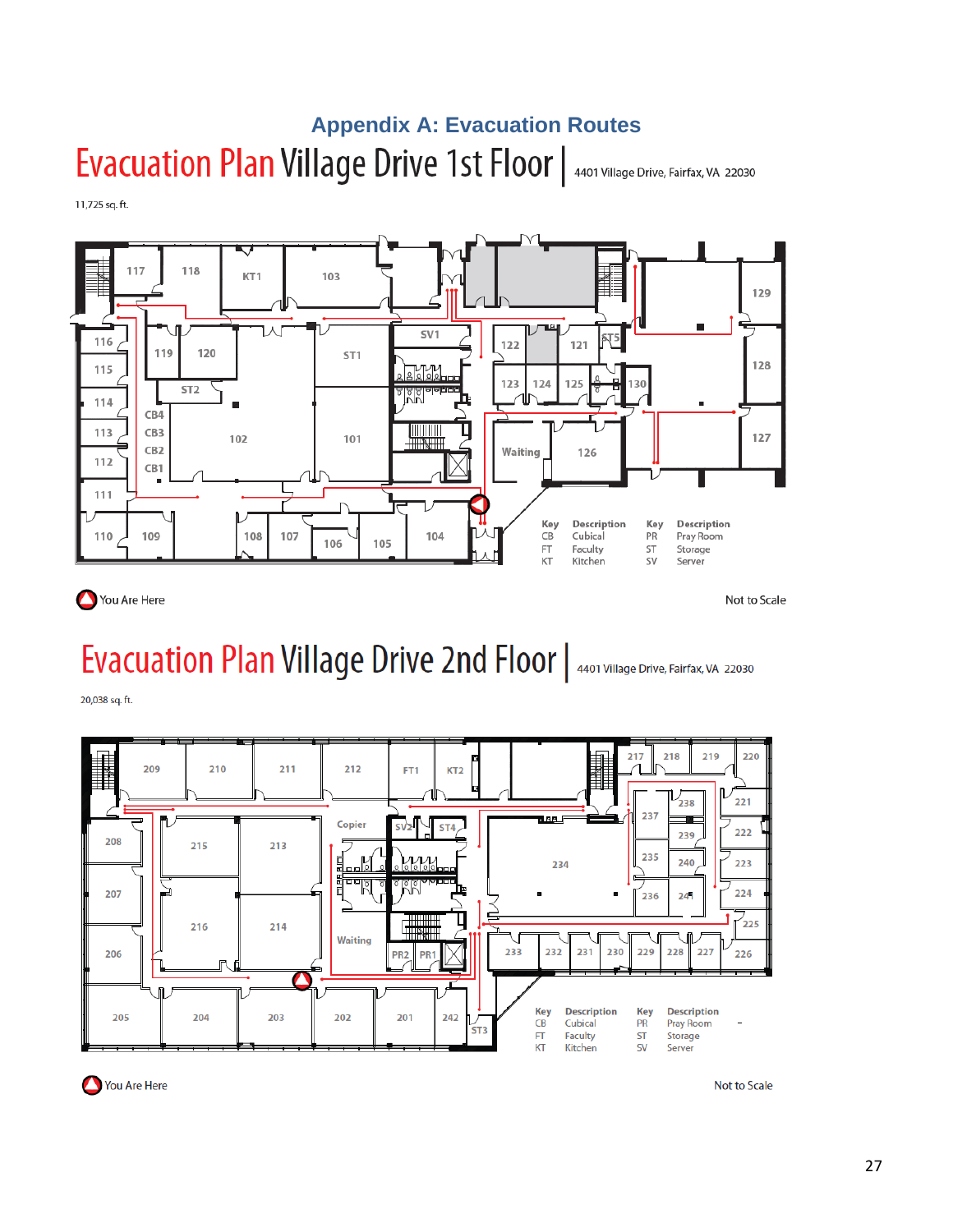## Appendix A: Evacuation Routes

# Evacuation Plan Village Drive 1st Floor | 4401 Village Drive, Fairfax, VA 22030

11,725 sq. ft.

| Key | Description | Key | Description |
|---|---|---|---|
| CB | Cubical | PR | Pray Room |
| FT | Faculty | ST | Storage |
| KT | Kitchen | SV | Server |

You Are Here

Not to Scale

# Evacuation Plan Village Drive 2nd Floor | 4401 Village Drive, Fairfax, VA 22030

20,038 sq. ft.

| Key | Description | Key | Description |
|---|---|---|---|
| CB | Cubical | PR | Pray Room |
| FT | Faculty | ST | Storage |
| KT | Kitchen | SV | Server |

You Are Here

Not to Scale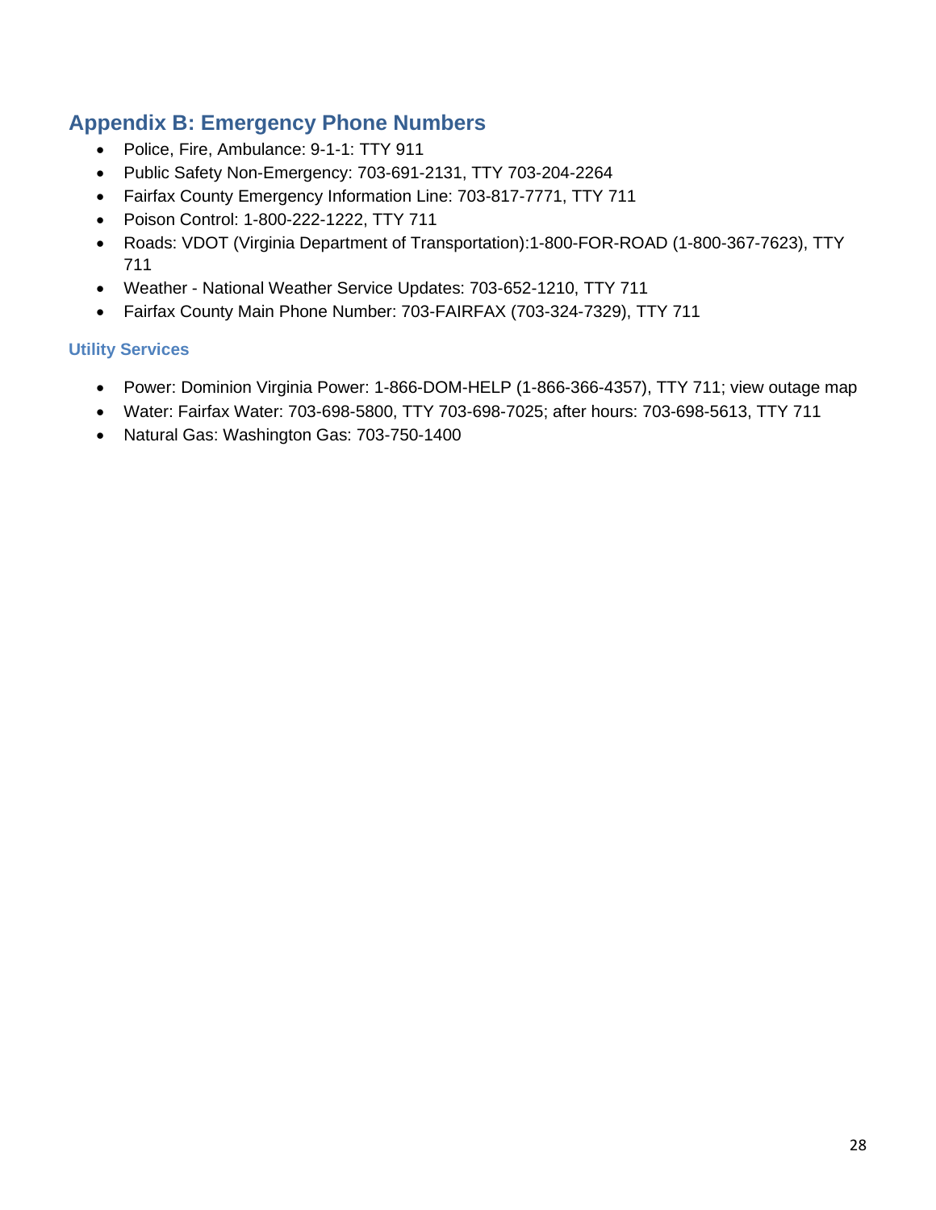## Appendix B: Emergency Phone Numbers

- Police, Fire, Ambulance: 9-1-1: TTY 911
- Public Safety Non-Emergency: 703-691-2131, TTY 703-204-2264
- Fairfax County Emergency Information Line: 703-817-7771, TTY 711
- Poison Control: 1-800-222-1222, TTY 711
- Roads: VDOT (Virginia Department of Transportation):1-800-FOR-ROAD (1-800-367-7623), TTY 711
- Weather - National Weather Service Updates: 703-652-1210, TTY 711
- Fairfax County Main Phone Number: 703-FAIRFAX (703-324-7329), TTY 711

### Utility Services

- Power: Dominion Virginia Power: 1-866-DOM-HELP (1-866-366-4357), TTY 711; view outage map
- Water: Fairfax Water: 703-698-5800, TTY 703-698-7025; after hours: 703-698-5613, TTY 711
- Natural Gas: Washington Gas: 703-750-1400